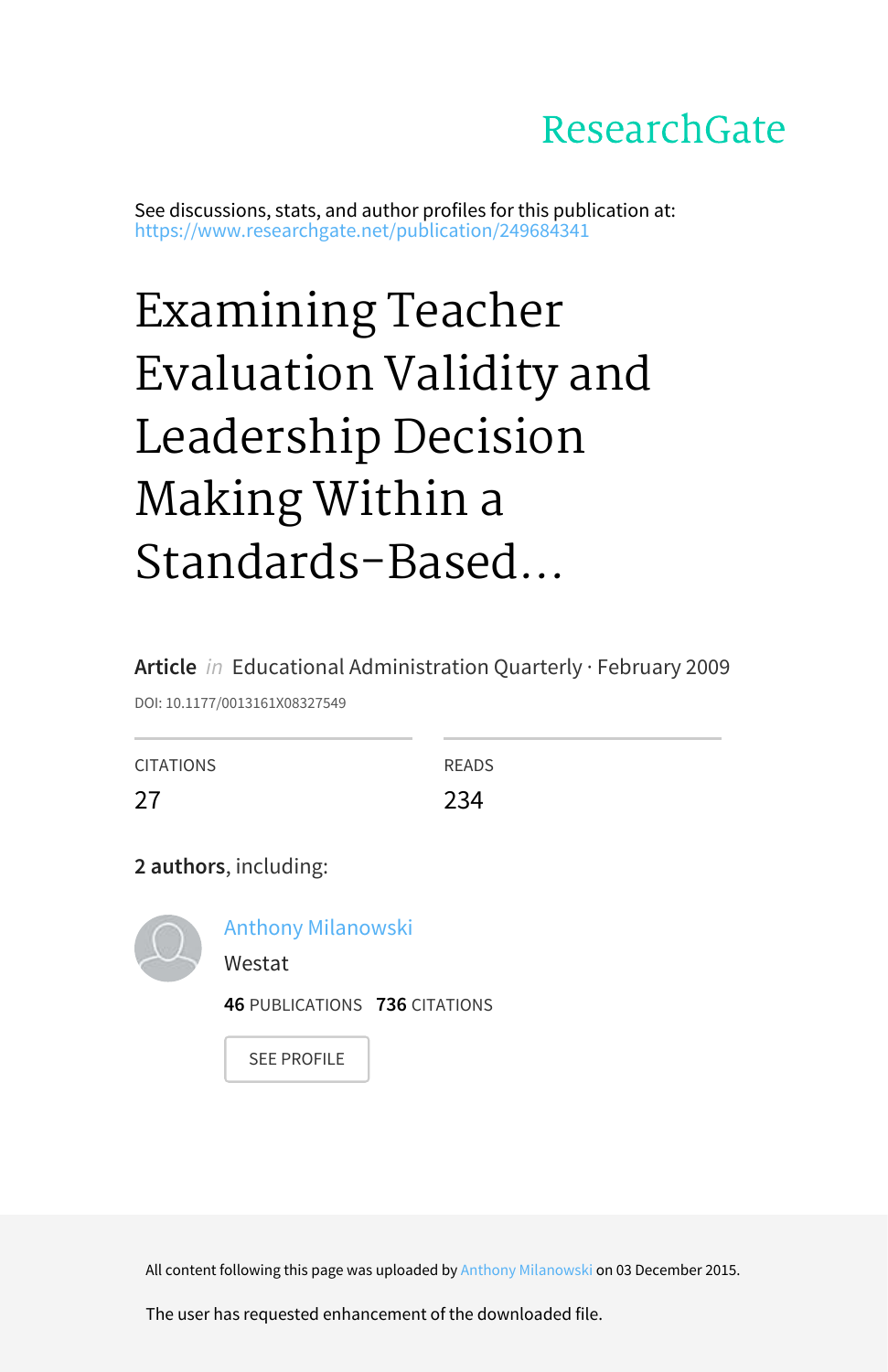ResearchGate

See discussions, stats, and author profiles for this publication at: https://www.researchgate.net/publication/249684341

# Examining Teacher Evaluation Validity and Leadership Decision Making Within a Standards-Based…

**Article** *in* Educational Administration Quarterly · February 2009

DOI: 10.1177/0013161X08327549

| CITATIONS | READS |
|---|---|
| 27 | 234 |

**2 authors**, including:

Anthony Milanowski
Westat
**46** PUBLICATIONS **736** CITATIONS

SEE PROFILE

All content following this page was uploaded by Anthony Milanowski on 03 December 2015.

The user has requested enhancement of the downloaded file.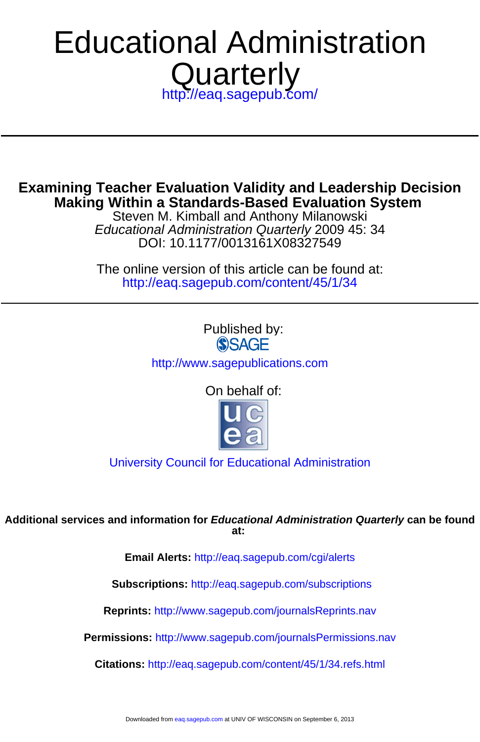# Educational Administration Quarterly

http://eaq.sagepub.com/

## Examining Teacher Evaluation Validity and Leadership Decision Making Within a Standards-Based Evaluation System

Steven M. Kimball and Anthony Milanowski

*Educational Administration Quarterly* 2009 45: 34

DOI: 10.1177/0013161X08327549

The online version of this article can be found at:

http://eaq.sagepub.com/content/45/1/34

---

Published by:

SAGE

http://www.sagepublications.com

On behalf of:

University Council for Educational Administration

**Additional services and information for *Educational Administration Quarterly* can be found at:**

**Email Alerts:** http://eaq.sagepub.com/cgi/alerts

**Subscriptions:** http://eaq.sagepub.com/subscriptions

**Reprints:** http://www.sagepub.com/journalsReprints.nav

**Permissions:** http://www.sagepub.com/journalsPermissions.nav

**Citations:** http://eaq.sagepub.com/content/45/1/34.refs.html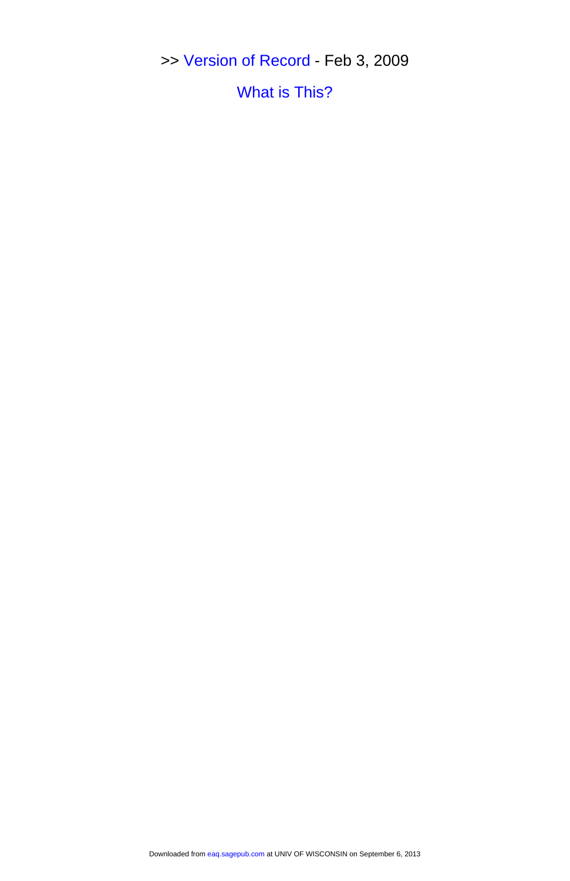>> Version of Record - Feb 3, 2009

What is This?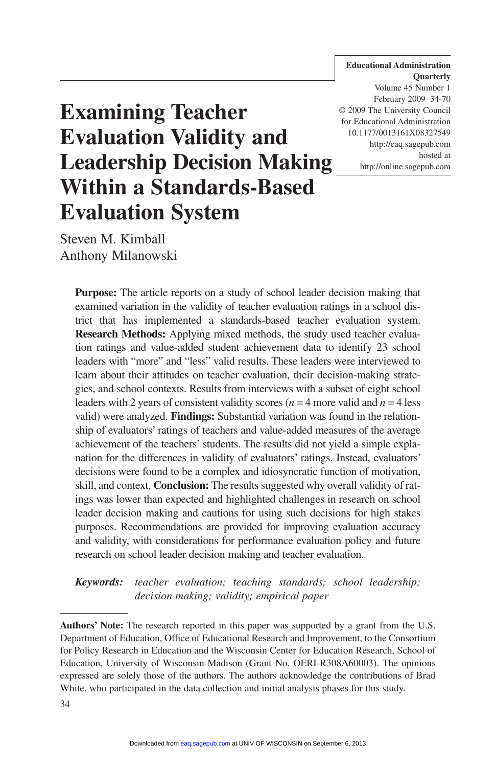# Examining Teacher Evaluation Validity and Leadership Decision Making Within a Standards-Based Evaluation System

Steven M. Kimball
Anthony Milanowski

**Purpose:** The article reports on a study of school leader decision making that examined variation in the validity of teacher evaluation ratings in a school district that has implemented a standards-based teacher evaluation system. **Research Methods:** Applying mixed methods, the study used teacher evaluation ratings and value-added student achievement data to identify 23 school leaders with "more" and "less" valid results. These leaders were interviewed to learn about their attitudes on teacher evaluation, their decision-making strategies, and school contexts. Results from interviews with a subset of eight school leaders with 2 years of consistent validity scores ($n = 4$ more valid and $n = 4$ less valid) were analyzed. **Findings:** Substantial variation was found in the relationship of evaluators' ratings of teachers and value-added measures of the average achievement of the teachers' students. The results did not yield a simple explanation for the differences in validity of evaluators' ratings. Instead, evaluators' decisions were found to be a complex and idiosyncratic function of motivation, skill, and context. **Conclusion:** The results suggested why overall validity of ratings was lower than expected and highlighted challenges in research on school leader decision making and cautions for using such decisions for high stakes purposes. Recommendations are provided for improving evaluation accuracy and validity, with considerations for performance evaluation policy and future research on school leader decision making and teacher evaluation.

***Keywords:*** *teacher evaluation; teaching standards; school leadership; decision making; validity; empirical paper*

---

**Authors' Note:** The research reported in this paper was supported by a grant from the U.S. Department of Education, Office of Educational Research and Improvement, to the Consortium for Policy Research in Education and the Wisconsin Center for Education Research, School of Education, University of Wisconsin-Madison (Grant No. OERI-R308A60003). The opinions expressed are solely those of the authors. The authors acknowledge the contributions of Brad White, who participated in the data collection and initial analysis phases for this study.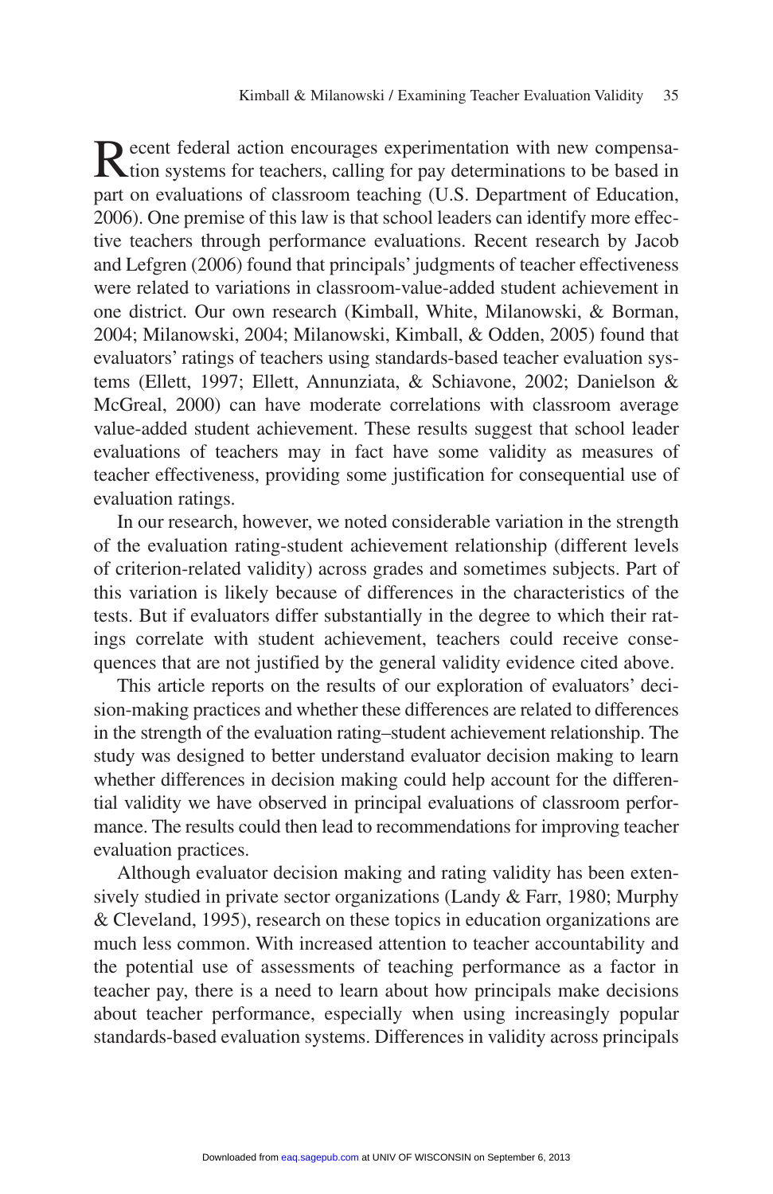Recent federal action encourages experimentation with new compensation systems for teachers, calling for pay determinations to be based in part on evaluations of classroom teaching (U.S. Department of Education, 2006). One premise of this law is that school leaders can identify more effective teachers through performance evaluations. Recent research by Jacob and Lefgren (2006) found that principals' judgments of teacher effectiveness were related to variations in classroom-value-added student achievement in one district. Our own research (Kimball, White, Milanowski, & Borman, 2004; Milanowski, 2004; Milanowski, Kimball, & Odden, 2005) found that evaluators' ratings of teachers using standards-based teacher evaluation systems (Ellett, 1997; Ellett, Annunziata, & Schiavone, 2002; Danielson & McGreal, 2000) can have moderate correlations with classroom average value-added student achievement. These results suggest that school leader evaluations of teachers may in fact have some validity as measures of teacher effectiveness, providing some justification for consequential use of evaluation ratings.

In our research, however, we noted considerable variation in the strength of the evaluation rating-student achievement relationship (different levels of criterion-related validity) across grades and sometimes subjects. Part of this variation is likely because of differences in the characteristics of the tests. But if evaluators differ substantially in the degree to which their ratings correlate with student achievement, teachers could receive consequences that are not justified by the general validity evidence cited above.

This article reports on the results of our exploration of evaluators' decision-making practices and whether these differences are related to differences in the strength of the evaluation rating–student achievement relationship. The study was designed to better understand evaluator decision making to learn whether differences in decision making could help account for the differential validity we have observed in principal evaluations of classroom performance. The results could then lead to recommendations for improving teacher evaluation practices.

Although evaluator decision making and rating validity has been extensively studied in private sector organizations (Landy & Farr, 1980; Murphy & Cleveland, 1995), research on these topics in education organizations are much less common. With increased attention to teacher accountability and the potential use of assessments of teaching performance as a factor in teacher pay, there is a need to learn about how principals make decisions about teacher performance, especially when using increasingly popular standards-based evaluation systems. Differences in validity across principals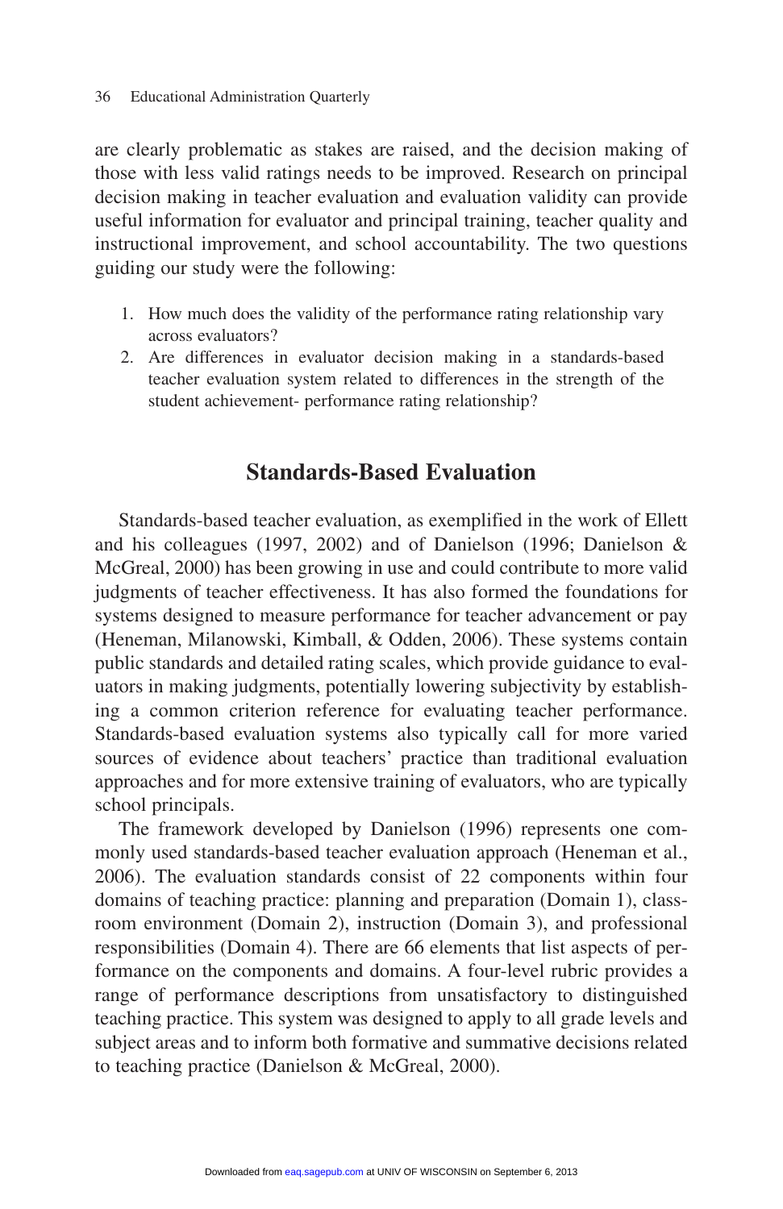are clearly problematic as stakes are raised, and the decision making of those with less valid ratings needs to be improved. Research on principal decision making in teacher evaluation and evaluation validity can provide useful information for evaluator and principal training, teacher quality and instructional improvement, and school accountability. The two questions guiding our study were the following:

1. How much does the validity of the performance rating relationship vary across evaluators?
2. Are differences in evaluator decision making in a standards-based teacher evaluation system related to differences in the strength of the student achievement- performance rating relationship?

## Standards-Based Evaluation

Standards-based teacher evaluation, as exemplified in the work of Ellett and his colleagues (1997, 2002) and of Danielson (1996; Danielson & McGreal, 2000) has been growing in use and could contribute to more valid judgments of teacher effectiveness. It has also formed the foundations for systems designed to measure performance for teacher advancement or pay (Heneman, Milanowski, Kimball, & Odden, 2006). These systems contain public standards and detailed rating scales, which provide guidance to evaluators in making judgments, potentially lowering subjectivity by establishing a common criterion reference for evaluating teacher performance. Standards-based evaluation systems also typically call for more varied sources of evidence about teachers' practice than traditional evaluation approaches and for more extensive training of evaluators, who are typically school principals.

The framework developed by Danielson (1996) represents one commonly used standards-based teacher evaluation approach (Heneman et al., 2006). The evaluation standards consist of 22 components within four domains of teaching practice: planning and preparation (Domain 1), classroom environment (Domain 2), instruction (Domain 3), and professional responsibilities (Domain 4). There are 66 elements that list aspects of performance on the components and domains. A four-level rubric provides a range of performance descriptions from unsatisfactory to distinguished teaching practice. This system was designed to apply to all grade levels and subject areas and to inform both formative and summative decisions related to teaching practice (Danielson & McGreal, 2000).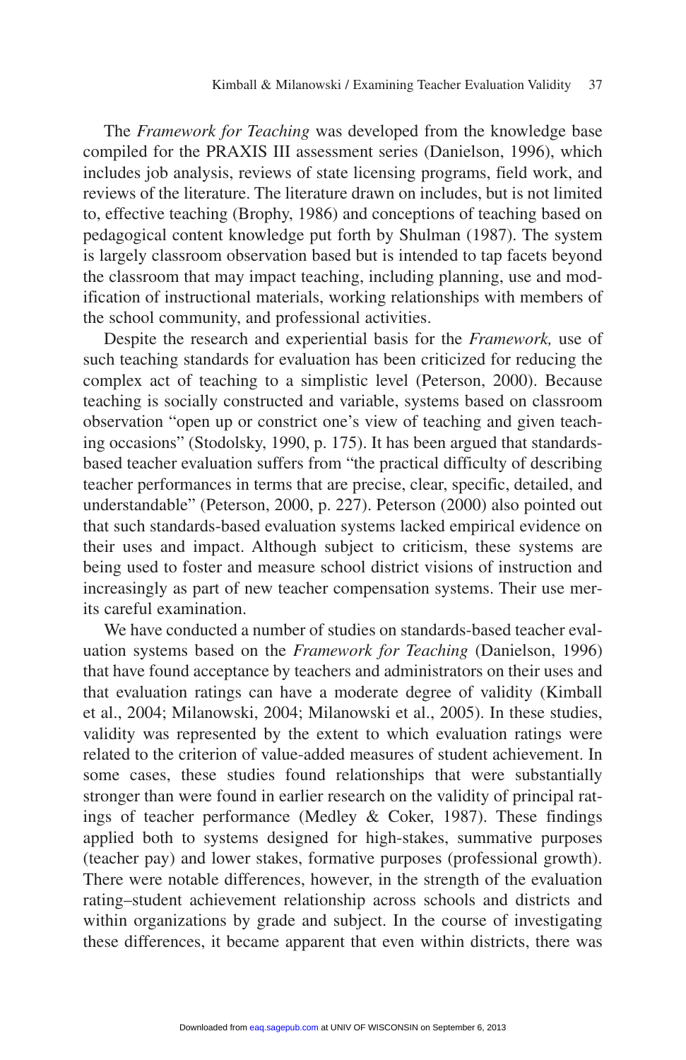The *Framework for Teaching* was developed from the knowledge base compiled for the PRAXIS III assessment series (Danielson, 1996), which includes job analysis, reviews of state licensing programs, field work, and reviews of the literature. The literature drawn on includes, but is not limited to, effective teaching (Brophy, 1986) and conceptions of teaching based on pedagogical content knowledge put forth by Shulman (1987). The system is largely classroom observation based but is intended to tap facets beyond the classroom that may impact teaching, including planning, use and modification of instructional materials, working relationships with members of the school community, and professional activities.

Despite the research and experiential basis for the *Framework,* use of such teaching standards for evaluation has been criticized for reducing the complex act of teaching to a simplistic level (Peterson, 2000). Because teaching is socially constructed and variable, systems based on classroom observation "open up or constrict one's view of teaching and given teaching occasions" (Stodolsky, 1990, p. 175). It has been argued that standards-based teacher evaluation suffers from "the practical difficulty of describing teacher performances in terms that are precise, clear, specific, detailed, and understandable" (Peterson, 2000, p. 227). Peterson (2000) also pointed out that such standards-based evaluation systems lacked empirical evidence on their uses and impact. Although subject to criticism, these systems are being used to foster and measure school district visions of instruction and increasingly as part of new teacher compensation systems. Their use merits careful examination.

We have conducted a number of studies on standards-based teacher evaluation systems based on the *Framework for Teaching* (Danielson, 1996) that have found acceptance by teachers and administrators on their uses and that evaluation ratings can have a moderate degree of validity (Kimball et al., 2004; Milanowski, 2004; Milanowski et al., 2005). In these studies, validity was represented by the extent to which evaluation ratings were related to the criterion of value-added measures of student achievement. In some cases, these studies found relationships that were substantially stronger than were found in earlier research on the validity of principal ratings of teacher performance (Medley & Coker, 1987). These findings applied both to systems designed for high-stakes, summative purposes (teacher pay) and lower stakes, formative purposes (professional growth). There were notable differences, however, in the strength of the evaluation rating–student achievement relationship across schools and districts and within organizations by grade and subject. In the course of investigating these differences, it became apparent that even within districts, there was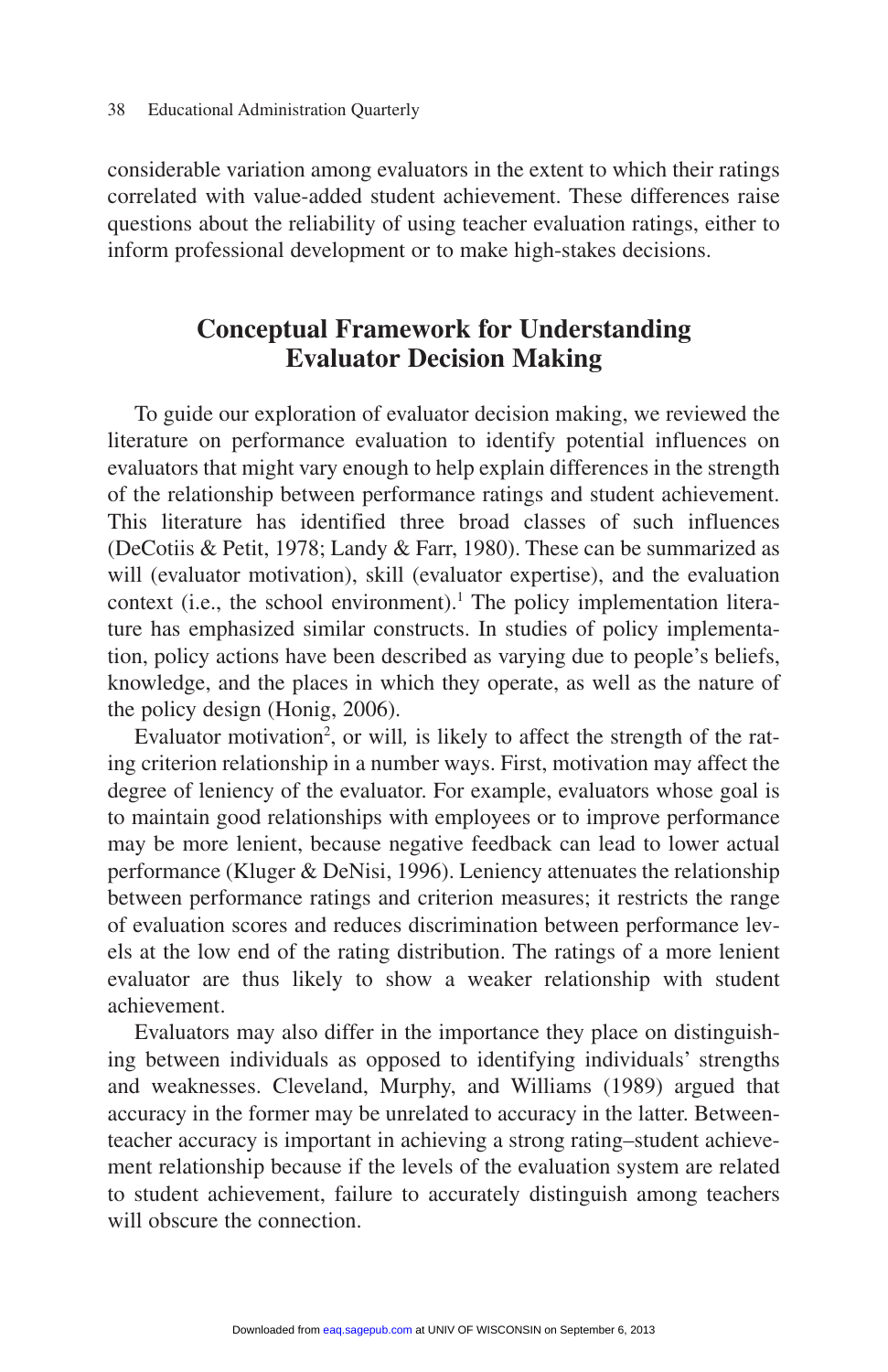considerable variation among evaluators in the extent to which their ratings correlated with value-added student achievement. These differences raise questions about the reliability of using teacher evaluation ratings, either to inform professional development or to make high-stakes decisions.

## Conceptual Framework for Understanding Evaluator Decision Making

To guide our exploration of evaluator decision making, we reviewed the literature on performance evaluation to identify potential influences on evaluators that might vary enough to help explain differences in the strength of the relationship between performance ratings and student achievement. This literature has identified three broad classes of such influences (DeCotiis & Petit, 1978; Landy & Farr, 1980). These can be summarized as will (evaluator motivation), skill (evaluator expertise), and the evaluation context (i.e., the school environment).[1] The policy implementation literature has emphasized similar constructs. In studies of policy implementation, policy actions have been described as varying due to people's beliefs, knowledge, and the places in which they operate, as well as the nature of the policy design (Honig, 2006).

Evaluator motivation[2], or will, is likely to affect the strength of the rating criterion relationship in a number ways. First, motivation may affect the degree of leniency of the evaluator. For example, evaluators whose goal is to maintain good relationships with employees or to improve performance may be more lenient, because negative feedback can lead to lower actual performance (Kluger & DeNisi, 1996). Leniency attenuates the relationship between performance ratings and criterion measures; it restricts the range of evaluation scores and reduces discrimination between performance levels at the low end of the rating distribution. The ratings of a more lenient evaluator are thus likely to show a weaker relationship with student achievement.

Evaluators may also differ in the importance they place on distinguishing between individuals as opposed to identifying individuals' strengths and weaknesses. Cleveland, Murphy, and Williams (1989) argued that accuracy in the former may be unrelated to accuracy in the latter. Between-teacher accuracy is important in achieving a strong rating–student achievement relationship because if the levels of the evaluation system are related to student achievement, failure to accurately distinguish among teachers will obscure the connection.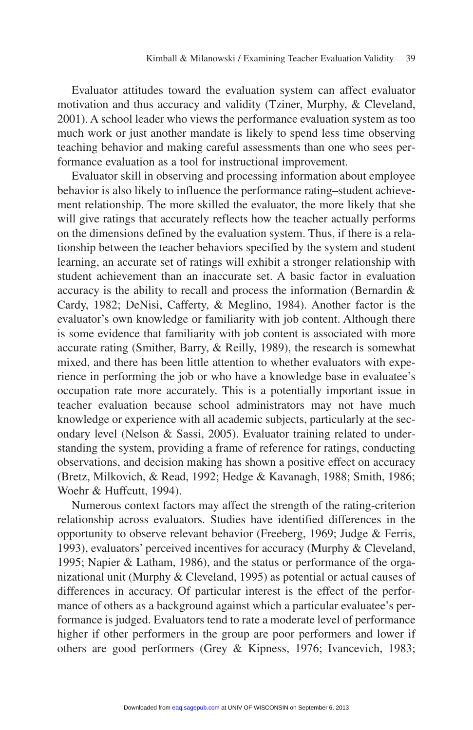Evaluator attitudes toward the evaluation system can affect evaluator motivation and thus accuracy and validity (Tziner, Murphy, & Cleveland, 2001). A school leader who views the performance evaluation system as too much work or just another mandate is likely to spend less time observing teaching behavior and making careful assessments than one who sees performance evaluation as a tool for instructional improvement.

Evaluator skill in observing and processing information about employee behavior is also likely to influence the performance rating–student achievement relationship. The more skilled the evaluator, the more likely that she will give ratings that accurately reflects how the teacher actually performs on the dimensions defined by the evaluation system. Thus, if there is a relationship between the teacher behaviors specified by the system and student learning, an accurate set of ratings will exhibit a stronger relationship with student achievement than an inaccurate set. A basic factor in evaluation accuracy is the ability to recall and process the information (Bernardin & Cardy, 1982; DeNisi, Cafferty, & Meglino, 1984). Another factor is the evaluator's own knowledge or familiarity with job content. Although there is some evidence that familiarity with job content is associated with more accurate rating (Smither, Barry, & Reilly, 1989), the research is somewhat mixed, and there has been little attention to whether evaluators with experience in performing the job or who have a knowledge base in evaluatee's occupation rate more accurately. This is a potentially important issue in teacher evaluation because school administrators may not have much knowledge or experience with all academic subjects, particularly at the secondary level (Nelson & Sassi, 2005). Evaluator training related to understanding the system, providing a frame of reference for ratings, conducting observations, and decision making has shown a positive effect on accuracy (Bretz, Milkovich, & Read, 1992; Hedge & Kavanagh, 1988; Smith, 1986; Woehr & Huffcutt, 1994).

Numerous context factors may affect the strength of the rating-criterion relationship across evaluators. Studies have identified differences in the opportunity to observe relevant behavior (Freeberg, 1969; Judge & Ferris, 1993), evaluators' perceived incentives for accuracy (Murphy & Cleveland, 1995; Napier & Latham, 1986), and the status or performance of the organizational unit (Murphy & Cleveland, 1995) as potential or actual causes of differences in accuracy. Of particular interest is the effect of the performance of others as a background against which a particular evaluatee's performance is judged. Evaluators tend to rate a moderate level of performance higher if other performers in the group are poor performers and lower if others are good performers (Grey & Kipness, 1976; Ivancevich, 1983;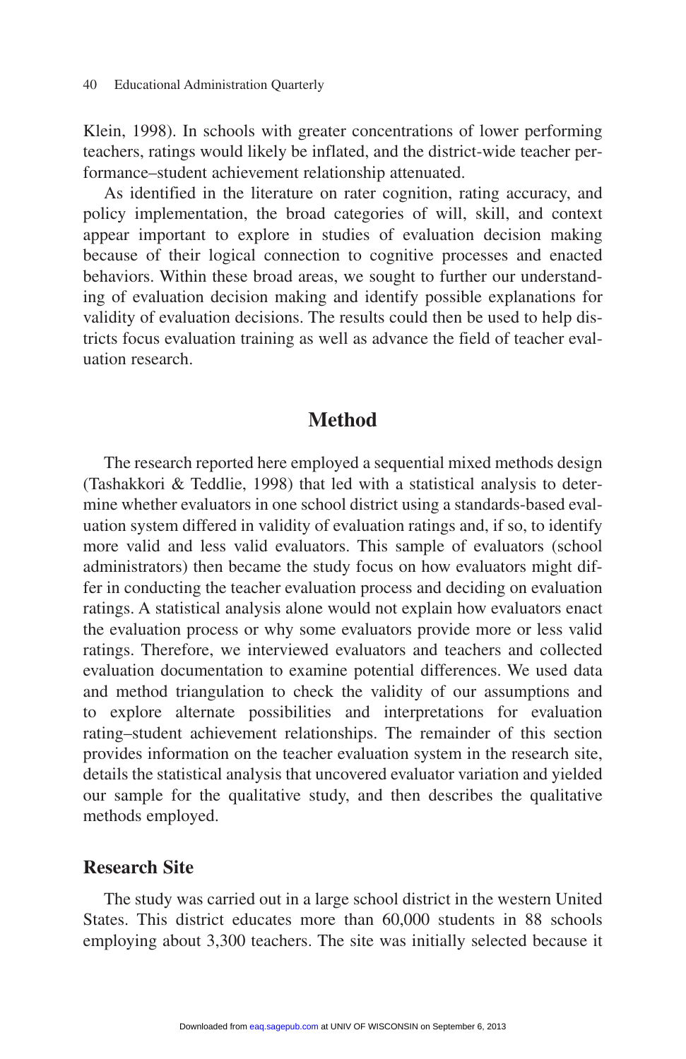Klein, 1998). In schools with greater concentrations of lower performing teachers, ratings would likely be inflated, and the district-wide teacher performance–student achievement relationship attenuated.

As identified in the literature on rater cognition, rating accuracy, and policy implementation, the broad categories of will, skill, and context appear important to explore in studies of evaluation decision making because of their logical connection to cognitive processes and enacted behaviors. Within these broad areas, we sought to further our understanding of evaluation decision making and identify possible explanations for validity of evaluation decisions. The results could then be used to help districts focus evaluation training as well as advance the field of teacher evaluation research.

## Method

The research reported here employed a sequential mixed methods design (Tashakkori & Teddlie, 1998) that led with a statistical analysis to determine whether evaluators in one school district using a standards-based evaluation system differed in validity of evaluation ratings and, if so, to identify more valid and less valid evaluators. This sample of evaluators (school administrators) then became the study focus on how evaluators might differ in conducting the teacher evaluation process and deciding on evaluation ratings. A statistical analysis alone would not explain how evaluators enact the evaluation process or why some evaluators provide more or less valid ratings. Therefore, we interviewed evaluators and teachers and collected evaluation documentation to examine potential differences. We used data and method triangulation to check the validity of our assumptions and to explore alternate possibilities and interpretations for evaluation rating–student achievement relationships. The remainder of this section provides information on the teacher evaluation system in the research site, details the statistical analysis that uncovered evaluator variation and yielded our sample for the qualitative study, and then describes the qualitative methods employed.

### Research Site

The study was carried out in a large school district in the western United States. This district educates more than 60,000 students in 88 schools employing about 3,300 teachers. The site was initially selected because it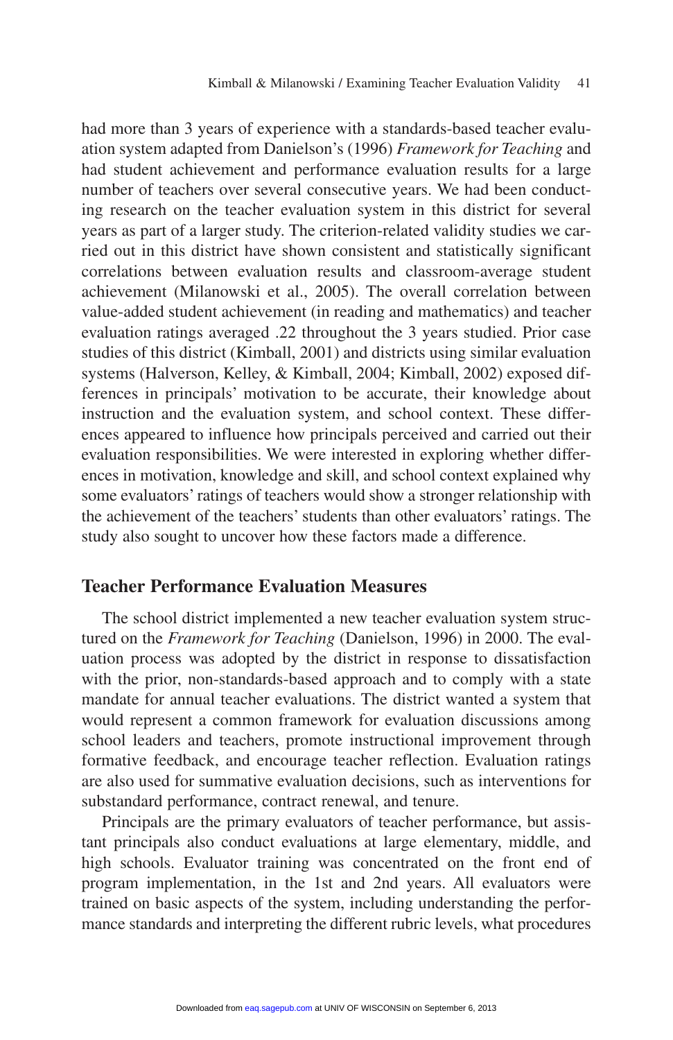had more than 3 years of experience with a standards-based teacher evaluation system adapted from Danielson's (1996) *Framework for Teaching* and had student achievement and performance evaluation results for a large number of teachers over several consecutive years. We had been conducting research on the teacher evaluation system in this district for several years as part of a larger study. The criterion-related validity studies we carried out in this district have shown consistent and statistically significant correlations between evaluation results and classroom-average student achievement (Milanowski et al., 2005). The overall correlation between value-added student achievement (in reading and mathematics) and teacher evaluation ratings averaged .22 throughout the 3 years studied. Prior case studies of this district (Kimball, 2001) and districts using similar evaluation systems (Halverson, Kelley, & Kimball, 2004; Kimball, 2002) exposed differences in principals' motivation to be accurate, their knowledge about instruction and the evaluation system, and school context. These differences appeared to influence how principals perceived and carried out their evaluation responsibilities. We were interested in exploring whether differences in motivation, knowledge and skill, and school context explained why some evaluators' ratings of teachers would show a stronger relationship with the achievement of the teachers' students than other evaluators' ratings. The study also sought to uncover how these factors made a difference.

## Teacher Performance Evaluation Measures

The school district implemented a new teacher evaluation system structured on the *Framework for Teaching* (Danielson, 1996) in 2000. The evaluation process was adopted by the district in response to dissatisfaction with the prior, non-standards-based approach and to comply with a state mandate for annual teacher evaluations. The district wanted a system that would represent a common framework for evaluation discussions among school leaders and teachers, promote instructional improvement through formative feedback, and encourage teacher reflection. Evaluation ratings are also used for summative evaluation decisions, such as interventions for substandard performance, contract renewal, and tenure.

Principals are the primary evaluators of teacher performance, but assistant principals also conduct evaluations at large elementary, middle, and high schools. Evaluator training was concentrated on the front end of program implementation, in the 1st and 2nd years. All evaluators were trained on basic aspects of the system, including understanding the performance standards and interpreting the different rubric levels, what procedures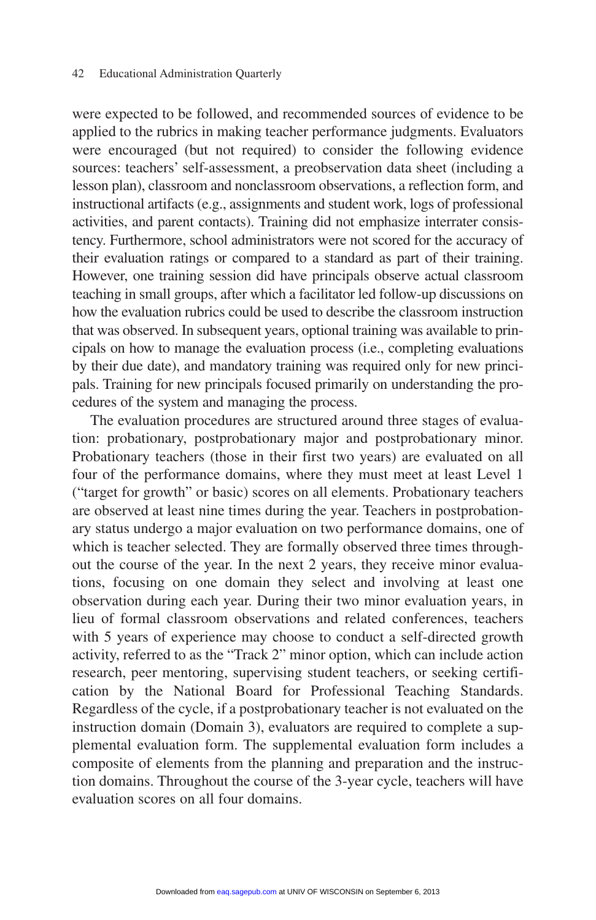were expected to be followed, and recommended sources of evidence to be applied to the rubrics in making teacher performance judgments. Evaluators were encouraged (but not required) to consider the following evidence sources: teachers' self-assessment, a preobservation data sheet (including a lesson plan), classroom and nonclassroom observations, a reflection form, and instructional artifacts (e.g., assignments and student work, logs of professional activities, and parent contacts). Training did not emphasize interrater consistency. Furthermore, school administrators were not scored for the accuracy of their evaluation ratings or compared to a standard as part of their training. However, one training session did have principals observe actual classroom teaching in small groups, after which a facilitator led follow-up discussions on how the evaluation rubrics could be used to describe the classroom instruction that was observed. In subsequent years, optional training was available to principals on how to manage the evaluation process (i.e., completing evaluations by their due date), and mandatory training was required only for new principals. Training for new principals focused primarily on understanding the procedures of the system and managing the process.

The evaluation procedures are structured around three stages of evaluation: probationary, postprobationary major and postprobationary minor. Probationary teachers (those in their first two years) are evaluated on all four of the performance domains, where they must meet at least Level 1 ("target for growth" or basic) scores on all elements. Probationary teachers are observed at least nine times during the year. Teachers in postprobationary status undergo a major evaluation on two performance domains, one of which is teacher selected. They are formally observed three times throughout the course of the year. In the next 2 years, they receive minor evaluations, focusing on one domain they select and involving at least one observation during each year. During their two minor evaluation years, in lieu of formal classroom observations and related conferences, teachers with 5 years of experience may choose to conduct a self-directed growth activity, referred to as the "Track 2" minor option, which can include action research, peer mentoring, supervising student teachers, or seeking certification by the National Board for Professional Teaching Standards. Regardless of the cycle, if a postprobationary teacher is not evaluated on the instruction domain (Domain 3), evaluators are required to complete a supplemental evaluation form. The supplemental evaluation form includes a composite of elements from the planning and preparation and the instruction domains. Throughout the course of the 3-year cycle, teachers will have evaluation scores on all four domains.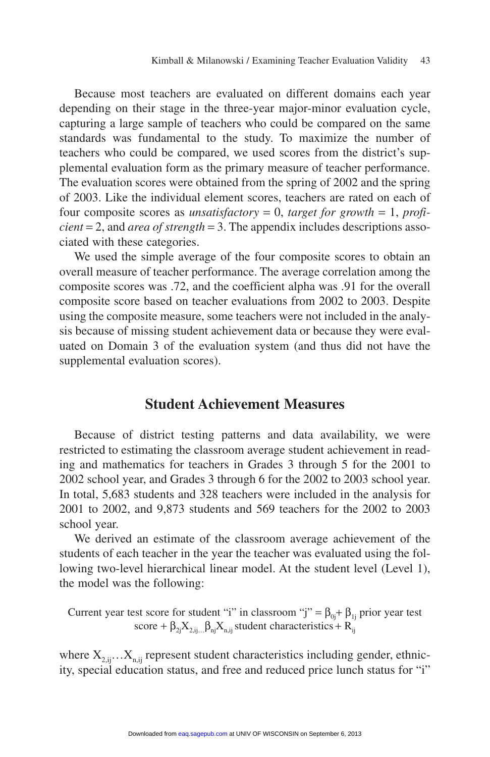Because most teachers are evaluated on different domains each year depending on their stage in the three-year major-minor evaluation cycle, capturing a large sample of teachers who could be compared on the same standards was fundamental to the study. To maximize the number of teachers who could be compared, we used scores from the district's supplemental evaluation form as the primary measure of teacher performance. The evaluation scores were obtained from the spring of 2002 and the spring of 2003. Like the individual element scores, teachers are rated on each of four composite scores as *unsatisfactory* = 0, *target for growth* = 1, *proficient* = 2, and *area of strength* = 3. The appendix includes descriptions associated with these categories.

We used the simple average of the four composite scores to obtain an overall measure of teacher performance. The average correlation among the composite scores was .72, and the coefficient alpha was .91 for the overall composite score based on teacher evaluations from 2002 to 2003. Despite using the composite measure, some teachers were not included in the analysis because of missing student achievement data or because they were evaluated on Domain 3 of the evaluation system (and thus did not have the supplemental evaluation scores).

## Student Achievement Measures

Because of district testing patterns and data availability, we were restricted to estimating the classroom average student achievement in reading and mathematics for teachers in Grades 3 through 5 for the 2001 to 2002 school year, and Grades 3 through 6 for the 2002 to 2003 school year. In total, 5,683 students and 328 teachers were included in the analysis for 2001 to 2002, and 9,873 students and 569 teachers for the 2002 to 2003 school year.

We derived an estimate of the classroom average achievement of the students of each teacher in the year the teacher was evaluated using the following two-level hierarchical linear model. At the student level (Level 1), the model was the following:

$$\text{Current year test score for student "i" in classroom "j"} = \beta_{0j} + \beta_{1j}\ \text{prior year test score} + \beta_{2j}X_{2,ij} \ldots \beta_{nj}X_{n,ij}\ \text{student characteristics} + R_{ij}$$

where $X_{2,ij} \ldots X_{n,ij}$ represent student characteristics including gender, ethnicity, special education status, and free and reduced price lunch status for "i"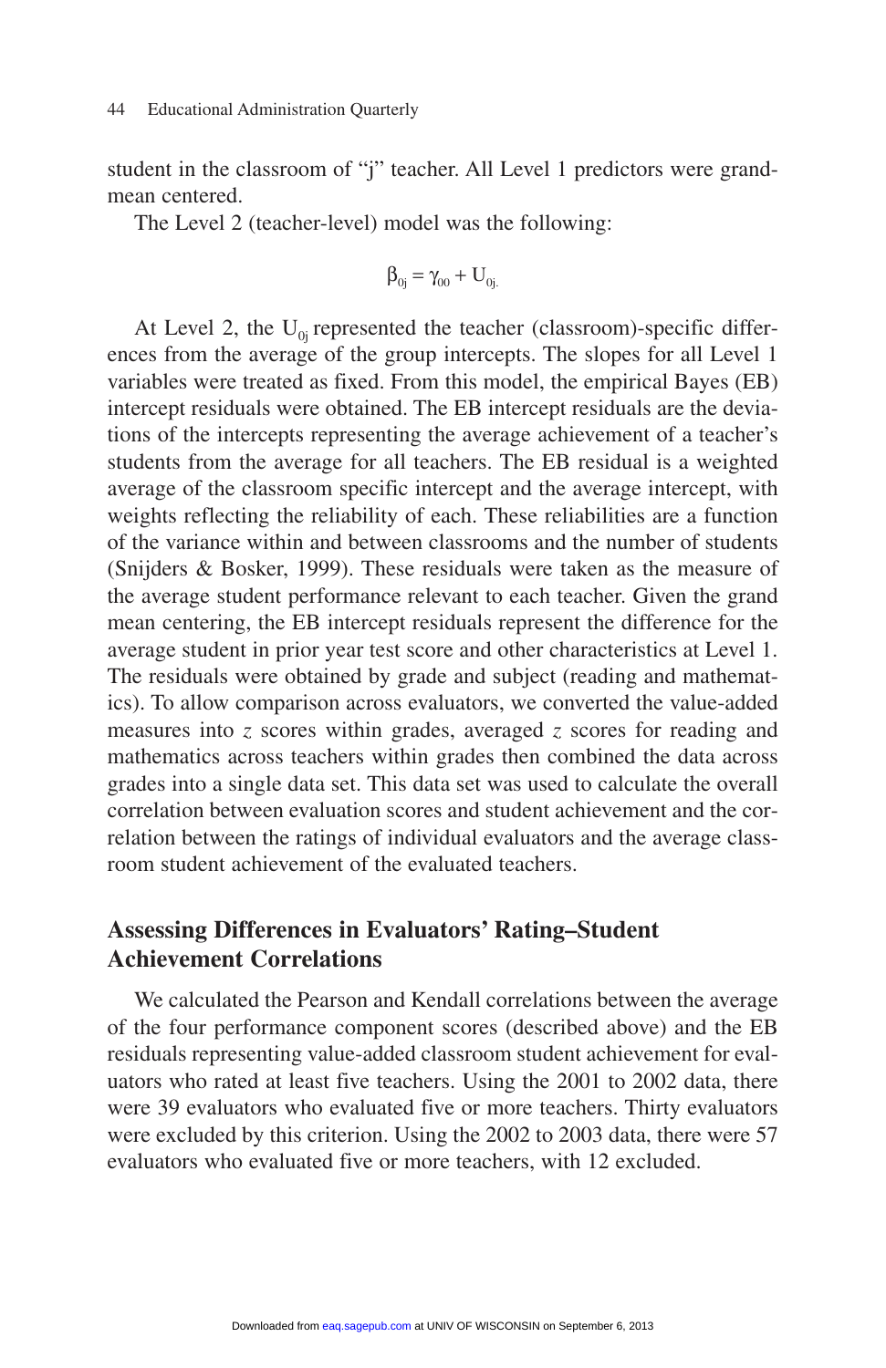student in the classroom of "j" teacher. All Level 1 predictors were grand-mean centered.

The Level 2 (teacher-level) model was the following:

$$\beta_{0j} = \gamma_{00} + U_{0j.}$$

At Level 2, the $U_{0j}$ represented the teacher (classroom)-specific differences from the average of the group intercepts. The slopes for all Level 1 variables were treated as fixed. From this model, the empirical Bayes (EB) intercept residuals were obtained. The EB intercept residuals are the deviations of the intercepts representing the average achievement of a teacher's students from the average for all teachers. The EB residual is a weighted average of the classroom specific intercept and the average intercept, with weights reflecting the reliability of each. These reliabilities are a function of the variance within and between classrooms and the number of students (Snijders & Bosker, 1999). These residuals were taken as the measure of the average student performance relevant to each teacher. Given the grand mean centering, the EB intercept residuals represent the difference for the average student in prior year test score and other characteristics at Level 1. The residuals were obtained by grade and subject (reading and mathematics). To allow comparison across evaluators, we converted the value-added measures into $z$ scores within grades, averaged $z$ scores for reading and mathematics across teachers within grades then combined the data across grades into a single data set. This data set was used to calculate the overall correlation between evaluation scores and student achievement and the correlation between the ratings of individual evaluators and the average classroom student achievement of the evaluated teachers.

## Assessing Differences in Evaluators' Rating–Student Achievement Correlations

We calculated the Pearson and Kendall correlations between the average of the four performance component scores (described above) and the EB residuals representing value-added classroom student achievement for evaluators who rated at least five teachers. Using the 2001 to 2002 data, there were 39 evaluators who evaluated five or more teachers. Thirty evaluators were excluded by this criterion. Using the 2002 to 2003 data, there were 57 evaluators who evaluated five or more teachers, with 12 excluded.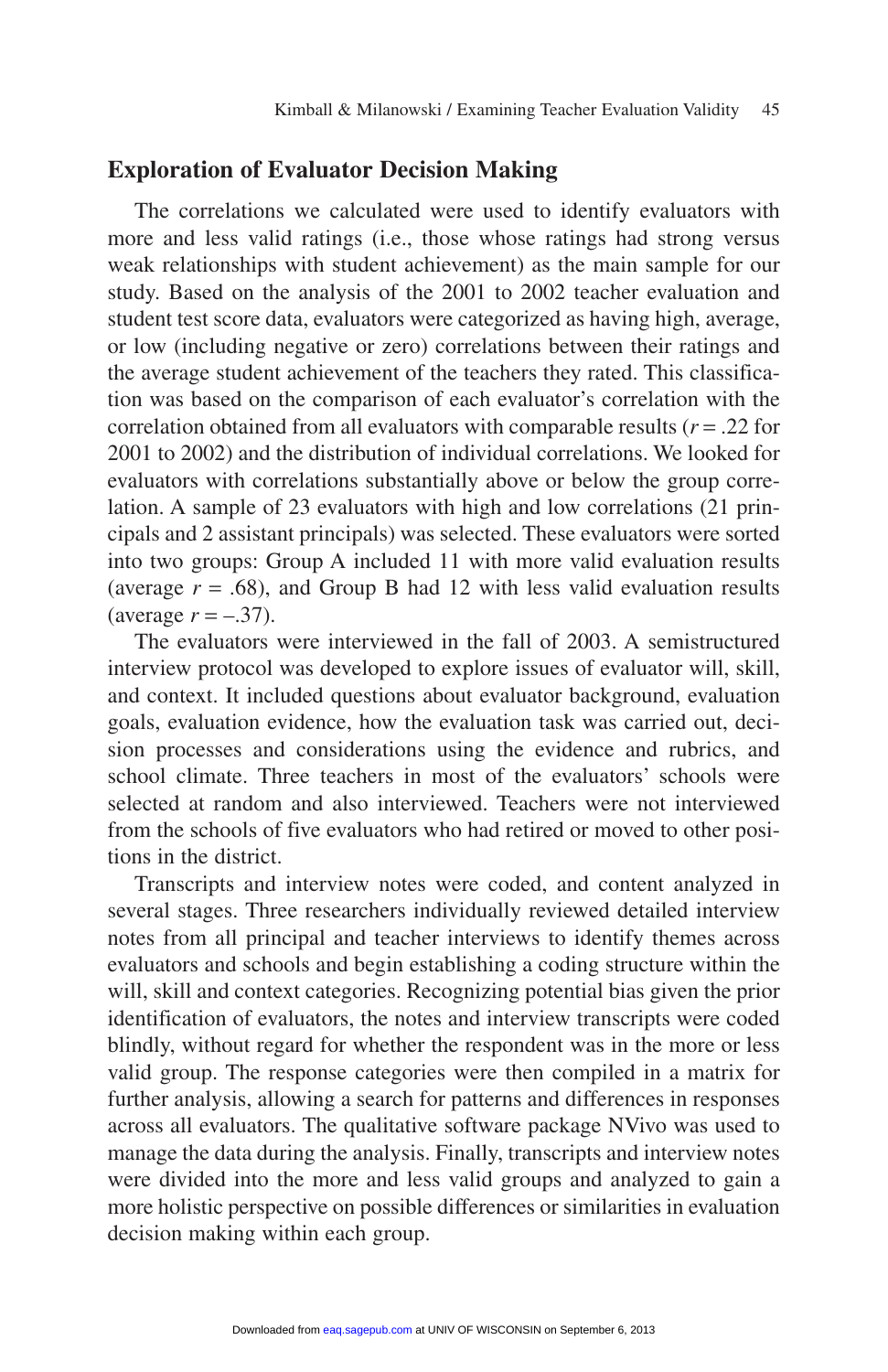## Exploration of Evaluator Decision Making

The correlations we calculated were used to identify evaluators with more and less valid ratings (i.e., those whose ratings had strong versus weak relationships with student achievement) as the main sample for our study. Based on the analysis of the 2001 to 2002 teacher evaluation and student test score data, evaluators were categorized as having high, average, or low (including negative or zero) correlations between their ratings and the average student achievement of the teachers they rated. This classification was based on the comparison of each evaluator's correlation with the correlation obtained from all evaluators with comparable results ($r = .22$ for 2001 to 2002) and the distribution of individual correlations. We looked for evaluators with correlations substantially above or below the group correlation. A sample of 23 evaluators with high and low correlations (21 principals and 2 assistant principals) was selected. These evaluators were sorted into two groups: Group A included 11 with more valid evaluation results (average $r = .68$), and Group B had 12 with less valid evaluation results (average $r = –.37$).

The evaluators were interviewed in the fall of 2003. A semistructured interview protocol was developed to explore issues of evaluator will, skill, and context. It included questions about evaluator background, evaluation goals, evaluation evidence, how the evaluation task was carried out, decision processes and considerations using the evidence and rubrics, and school climate. Three teachers in most of the evaluators' schools were selected at random and also interviewed. Teachers were not interviewed from the schools of five evaluators who had retired or moved to other positions in the district.

Transcripts and interview notes were coded, and content analyzed in several stages. Three researchers individually reviewed detailed interview notes from all principal and teacher interviews to identify themes across evaluators and schools and begin establishing a coding structure within the will, skill and context categories. Recognizing potential bias given the prior identification of evaluators, the notes and interview transcripts were coded blindly, without regard for whether the respondent was in the more or less valid group. The response categories were then compiled in a matrix for further analysis, allowing a search for patterns and differences in responses across all evaluators. The qualitative software package NVivo was used to manage the data during the analysis. Finally, transcripts and interview notes were divided into the more and less valid groups and analyzed to gain a more holistic perspective on possible differences or similarities in evaluation decision making within each group.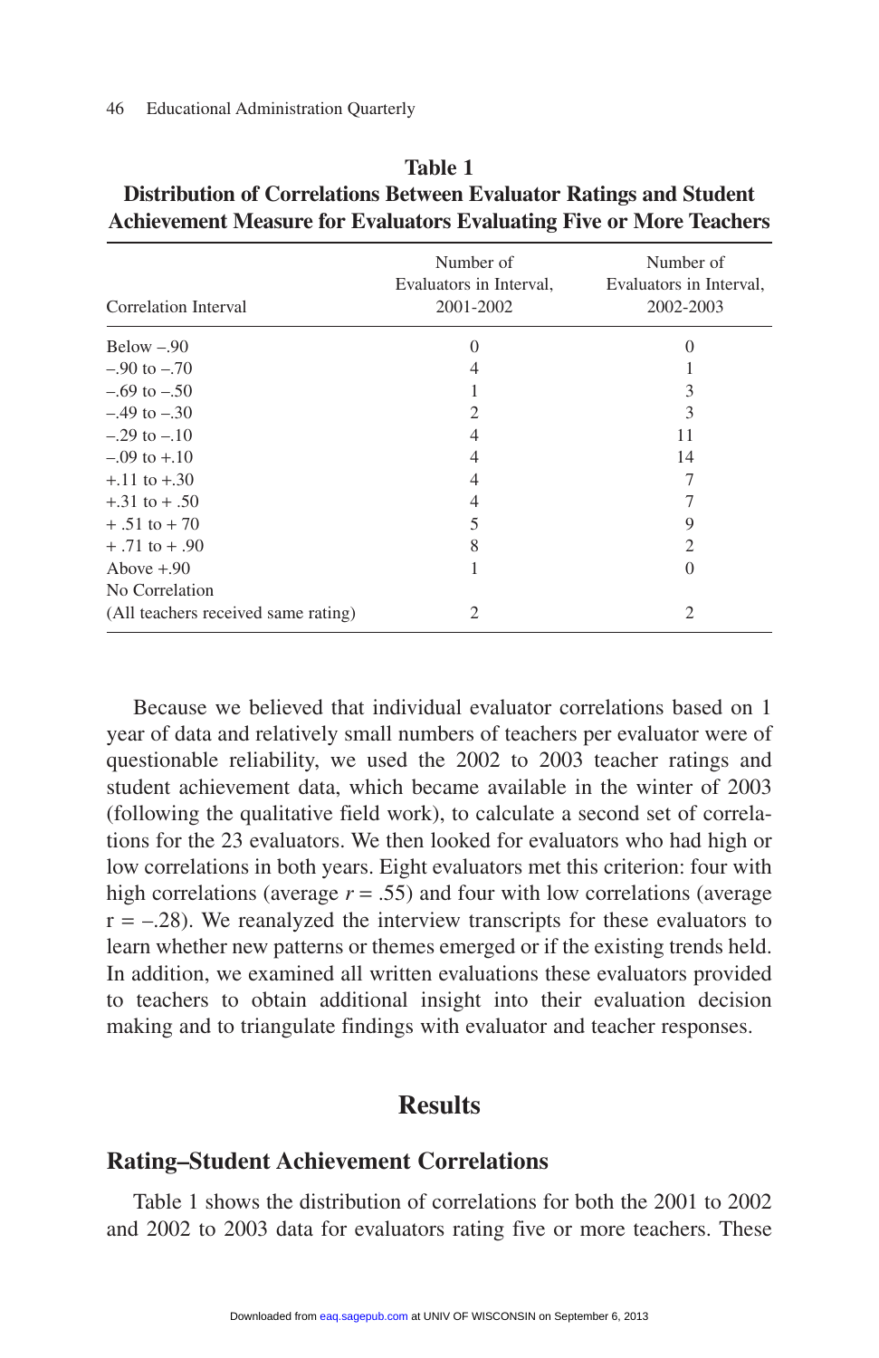**Table 1**
**Distribution of Correlations Between Evaluator Ratings and Student Achievement Measure for Evaluators Evaluating Five or More Teachers**

| Correlation Interval | Number of Evaluators in Interval, 2001-2002 | Number of Evaluators in Interval, 2002-2003 |
|---|---|---|
| Below –.90 | 0 | 0 |
| –.90 to –.70 | 4 | 1 |
| –.69 to –.50 | 1 | 3 |
| –.49 to –.30 | 2 | 3 |
| –.29 to –.10 | 4 | 11 |
| –.09 to +.10 | 4 | 14 |
| +.11 to +.30 | 4 | 7 |
| +.31 to + .50 | 4 | 7 |
| + .51 to + 70 | 5 | 9 |
| + .71 to + .90 | 8 | 2 |
| Above +.90 | 1 | 0 |
| No Correlation (All teachers received same rating) | 2 | 2 |

Because we believed that individual evaluator correlations based on 1 year of data and relatively small numbers of teachers per evaluator were of questionable reliability, we used the 2002 to 2003 teacher ratings and student achievement data, which became available in the winter of 2003 (following the qualitative field work), to calculate a second set of correlations for the 23 evaluators. We then looked for evaluators who had high or low correlations in both years. Eight evaluators met this criterion: four with high correlations (average $r = .55$) and four with low correlations (average $r = -.28$). We reanalyzed the interview transcripts for these evaluators to learn whether new patterns or themes emerged or if the existing trends held. In addition, we examined all written evaluations these evaluators provided to teachers to obtain additional insight into their evaluation decision making and to triangulate findings with evaluator and teacher responses.

## Results

### Rating–Student Achievement Correlations

Table 1 shows the distribution of correlations for both the 2001 to 2002 and 2002 to 2003 data for evaluators rating five or more teachers. These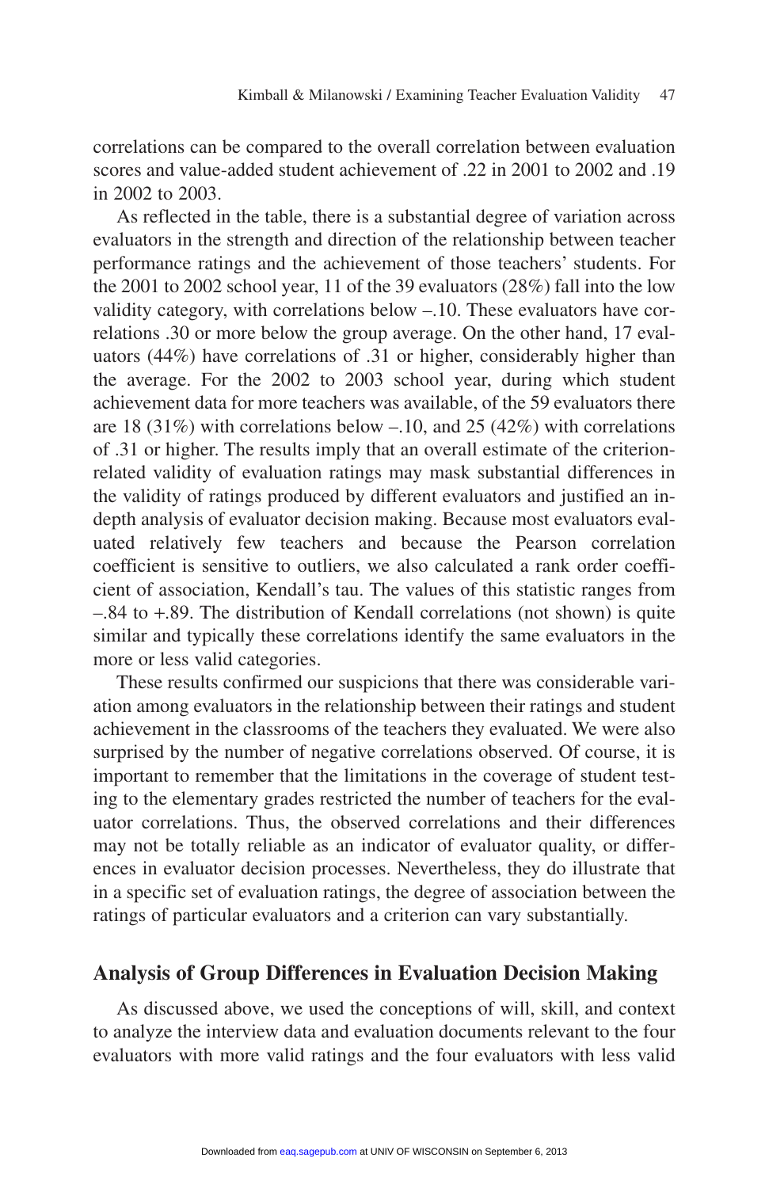correlations can be compared to the overall correlation between evaluation scores and value-added student achievement of .22 in 2001 to 2002 and .19 in 2002 to 2003.

As reflected in the table, there is a substantial degree of variation across evaluators in the strength and direction of the relationship between teacher performance ratings and the achievement of those teachers' students. For the 2001 to 2002 school year, 11 of the 39 evaluators (28%) fall into the low validity category, with correlations below –.10. These evaluators have correlations .30 or more below the group average. On the other hand, 17 evaluators (44%) have correlations of .31 or higher, considerably higher than the average. For the 2002 to 2003 school year, during which student achievement data for more teachers was available, of the 59 evaluators there are 18 (31%) with correlations below –.10, and 25 (42%) with correlations of .31 or higher. The results imply that an overall estimate of the criterion-related validity of evaluation ratings may mask substantial differences in the validity of ratings produced by different evaluators and justified an in-depth analysis of evaluator decision making. Because most evaluators evaluated relatively few teachers and because the Pearson correlation coefficient is sensitive to outliers, we also calculated a rank order coefficient of association, Kendall's tau. The values of this statistic ranges from –.84 to +.89. The distribution of Kendall correlations (not shown) is quite similar and typically these correlations identify the same evaluators in the more or less valid categories.

These results confirmed our suspicions that there was considerable variation among evaluators in the relationship between their ratings and student achievement in the classrooms of the teachers they evaluated. We were also surprised by the number of negative correlations observed. Of course, it is important to remember that the limitations in the coverage of student testing to the elementary grades restricted the number of teachers for the evaluator correlations. Thus, the observed correlations and their differences may not be totally reliable as an indicator of evaluator quality, or differences in evaluator decision processes. Nevertheless, they do illustrate that in a specific set of evaluation ratings, the degree of association between the ratings of particular evaluators and a criterion can vary substantially.

## Analysis of Group Differences in Evaluation Decision Making

As discussed above, we used the conceptions of will, skill, and context to analyze the interview data and evaluation documents relevant to the four evaluators with more valid ratings and the four evaluators with less valid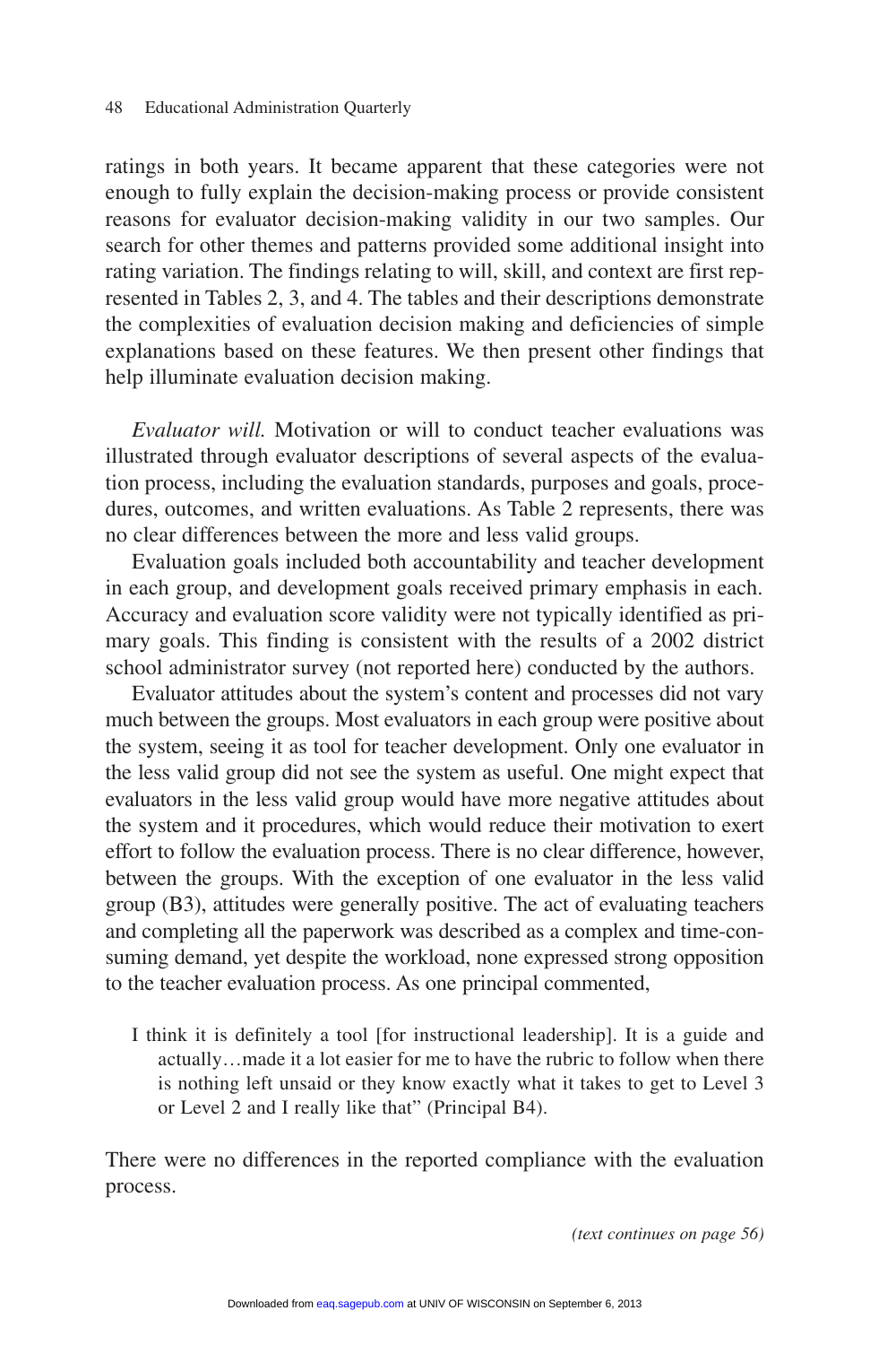ratings in both years. It became apparent that these categories were not enough to fully explain the decision-making process or provide consistent reasons for evaluator decision-making validity in our two samples. Our search for other themes and patterns provided some additional insight into rating variation. The findings relating to will, skill, and context are first represented in Tables 2, 3, and 4. The tables and their descriptions demonstrate the complexities of evaluation decision making and deficiencies of simple explanations based on these features. We then present other findings that help illuminate evaluation decision making.

*Evaluator will.* Motivation or will to conduct teacher evaluations was illustrated through evaluator descriptions of several aspects of the evaluation process, including the evaluation standards, purposes and goals, procedures, outcomes, and written evaluations. As Table 2 represents, there was no clear differences between the more and less valid groups.

Evaluation goals included both accountability and teacher development in each group, and development goals received primary emphasis in each. Accuracy and evaluation score validity were not typically identified as primary goals. This finding is consistent with the results of a 2002 district school administrator survey (not reported here) conducted by the authors.

Evaluator attitudes about the system's content and processes did not vary much between the groups. Most evaluators in each group were positive about the system, seeing it as tool for teacher development. Only one evaluator in the less valid group did not see the system as useful. One might expect that evaluators in the less valid group would have more negative attitudes about the system and it procedures, which would reduce their motivation to exert effort to follow the evaluation process. There is no clear difference, however, between the groups. With the exception of one evaluator in the less valid group (B3), attitudes were generally positive. The act of evaluating teachers and completing all the paperwork was described as a complex and time-consuming demand, yet despite the workload, none expressed strong opposition to the teacher evaluation process. As one principal commented,

> I think it is definitely a tool [for instructional leadership]. It is a guide and actually…made it a lot easier for me to have the rubric to follow when there is nothing left unsaid or they know exactly what it takes to get to Level 3 or Level 2 and I really like that" (Principal B4).

There were no differences in the reported compliance with the evaluation process.

*(text continues on page 56)*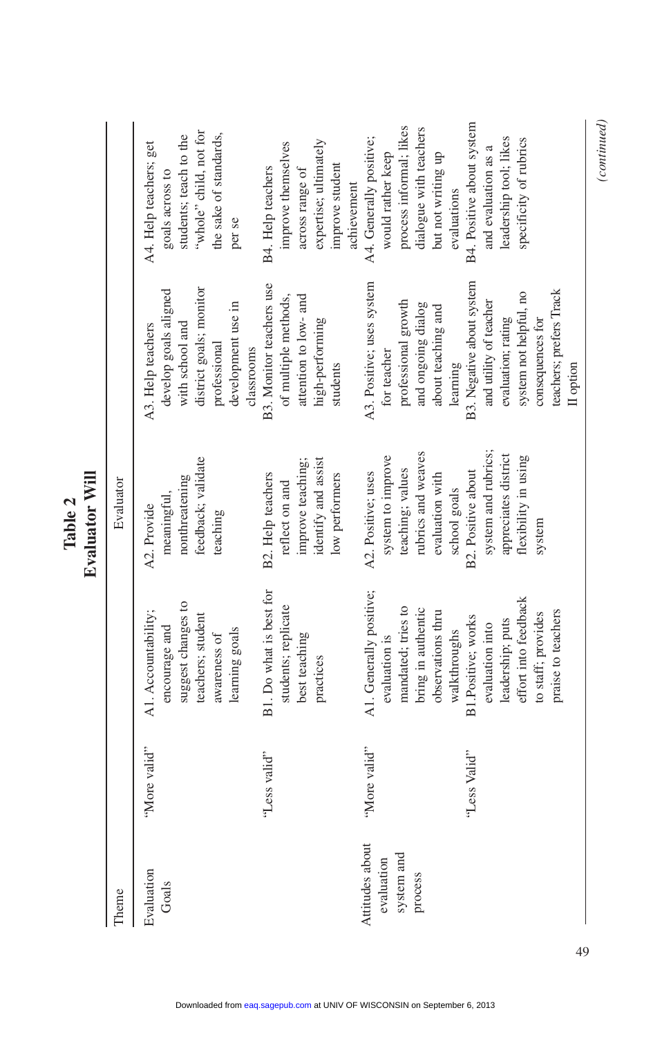**Table 2**
**Evaluator Will**

| Theme | | Evaluator | | | |
|---|---|---|---|---|---|
| Evaluation Goals | "More valid" | A1. Accountability; encourage and suggest changes to teachers; student awareness of learning goals | A2. Provide meaningful, nonthreatening feedback; validate teaching | A3. Help teachers develop goals aligned with school and district goals; monitor professional development use in classrooms | A4. Help teachers; get goals across to students; teach to the "whole" child, not for the sake of standards, per se |
| | "Less valid" | B1. Do what is best for students; replicate best teaching practices | B2. Help teachers reflect on and improve teaching; identify and assist low performers | B3. Monitor teachers use of multiple methods, attention to low- and high-performing students | B4. Help teachers improve themselves across range of expertise; ultimately improve student achievement |
| Attitudes about evaluation system and process | "More valid" | A1. Generally positive; evaluation is mandated; tries to bring in authentic observations thru walkthroughs | A2. Positive; uses system to improve teaching; values rubrics and weaves evaluation with school goals | A3. Positive; uses system for teacher professional growth and ongoing dialog about teaching and learning | A4. Generally positive; would rather keep process informal; likes dialogue with teachers but not writing up evaluations |
| | "Less Valid" | B1.Positive; works evaluation into leadership; puts effort into feedback to staff; provides praise to teachers | B2. Positive about system and rubrics; appreciates district flexibility in using system | B3. Negative about system and utility of teacher evaluation; rating system not helpful, no consequences for teachers; prefers Track II option | B4. Positive about system and evaluation as a leadership tool; likes specificity of rubrics |

*(continued)*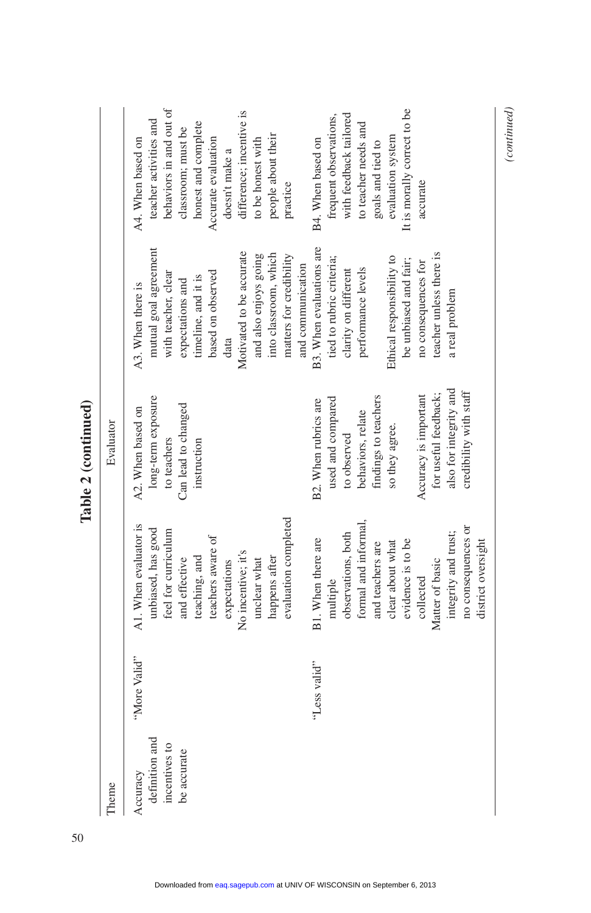Table 2 (continued)

| Theme | | Evaluator | | | |
|---|---|---|---|---|---|
| Accuracy definition and incentives to be accurate | "More Valid" | A1. When evaluator is unbiased, has good feel for curriculum and effective teaching, and teachers aware of expectations<br>No incentive; it's unclear what happens after evaluation completed | A2. When based on long-term exposure to teachers<br>Can lead to changed instruction | A3. When there is mutual goal agreement with teacher, clear expectations and timeline, and it is based on observed data<br>Motivated to be accurate and also enjoys going into classroom, which matters for credibility and communication | A4. When based on teacher activities and behaviors in and out of classroom; must be honest and complete<br>Accurate evaluation doesn't make a difference; incentive is to be honest with people about their practice |
| | "Less valid" | B1. When there are multiple observations, both formal and informal, and teachers are clear about what evidence is to be collected<br>Matter of basic integrity and trust; no consequences or district oversight | B2. When rubrics are used and compared to observed behaviors, relate findings to teachers so they agree.<br>Accuracy is important for useful feedback; also for integrity and credibility with staff | B3. When evaluations are tied to rubric criteria; clarity on different performance levels<br>Ethical responsibility to be unbiased and fair; no consequences for teacher unless there is a real problem | B4. When based on frequent observations, with feedback tailored to teacher needs and goals and tied to evaluation system<br>It is morally correct to be accurate |

(continued)

Downloaded from eaq.sagepub.com at UNIV OF WISCONSIN on September 6, 2013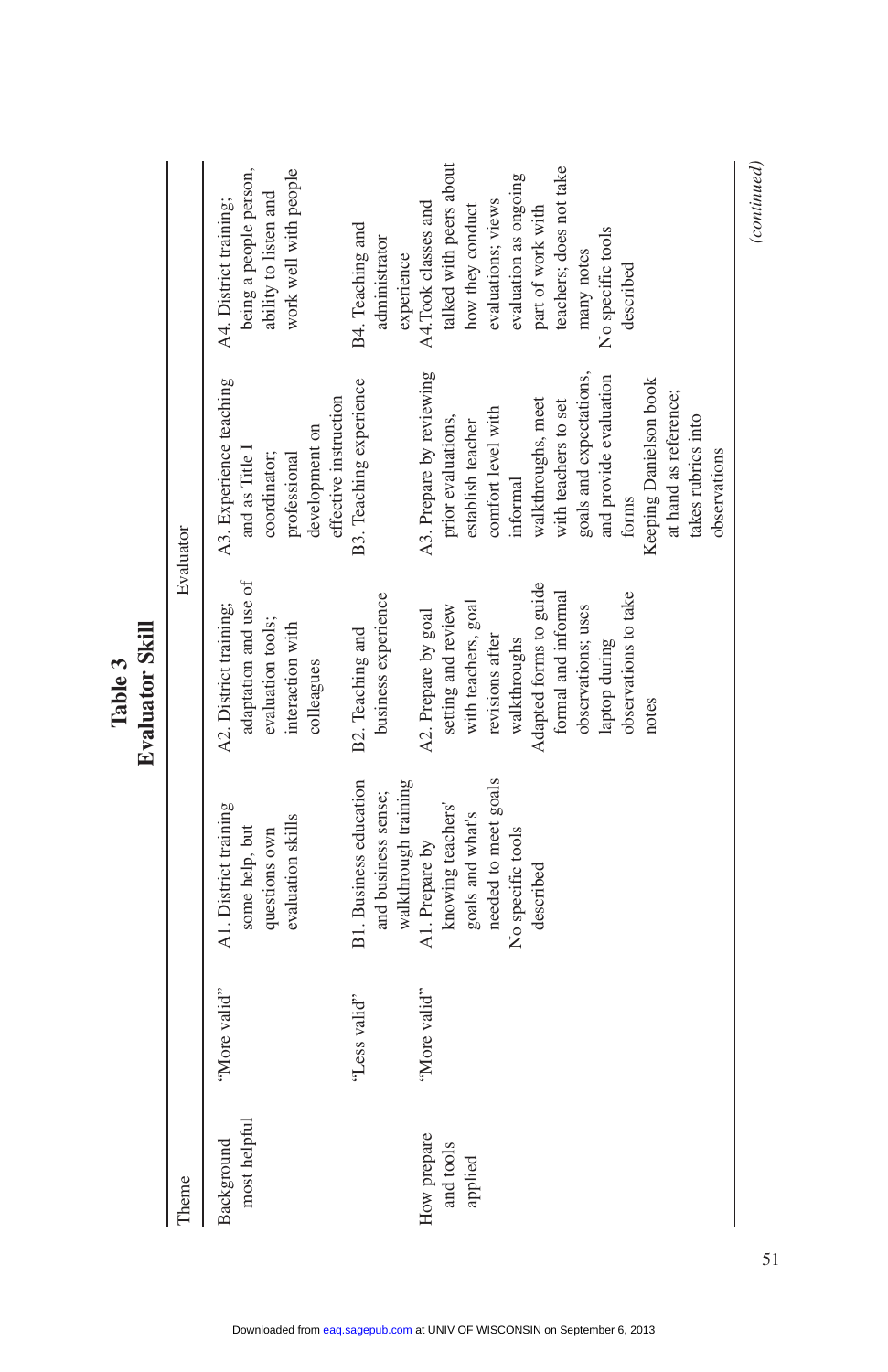**Table 3**
**Evaluator Skill**

| Theme | | Evaluator | | | |
|---|---|---|---|---|---|
| Background most helpful | "More valid" | A1. District training some help, but questions own evaluation skills | A2. District training; adaptation and use of evaluation tools; interaction with colleagues | A3. Experience teaching and as Title I coordinator; professional development on effective instruction | A4. District training; being a people person, ability to listen and work well with people |
| | "Less valid" | B1. Business education and business sense; walkthrough training | B2. Teaching and business experience | B3. Teaching experience | B4. Teaching and administrator experience |
| How prepare and tools applied | "More valid" | A1. Prepare by knowing teachers' goals and what's needed to meet goals<br>No specific tools described | A2. Prepare by goal setting and review with teachers, goal revisions after walkthroughs<br>Adapted forms to guide formal and informal observations; uses laptop during observations to take notes | A3. Prepare by reviewing prior evaluations, establish teacher comfort level with informal walkthroughs, meet with teachers to set goals and expectations, and provide evaluation forms<br>Keeping Danielson book at hand as reference; takes rubrics into observations | A4. Took classes and talked with peers about how they conduct evaluations; views evaluation as ongoing part of work with teachers; does not take many notes<br>No specific tools described |

*(continued)*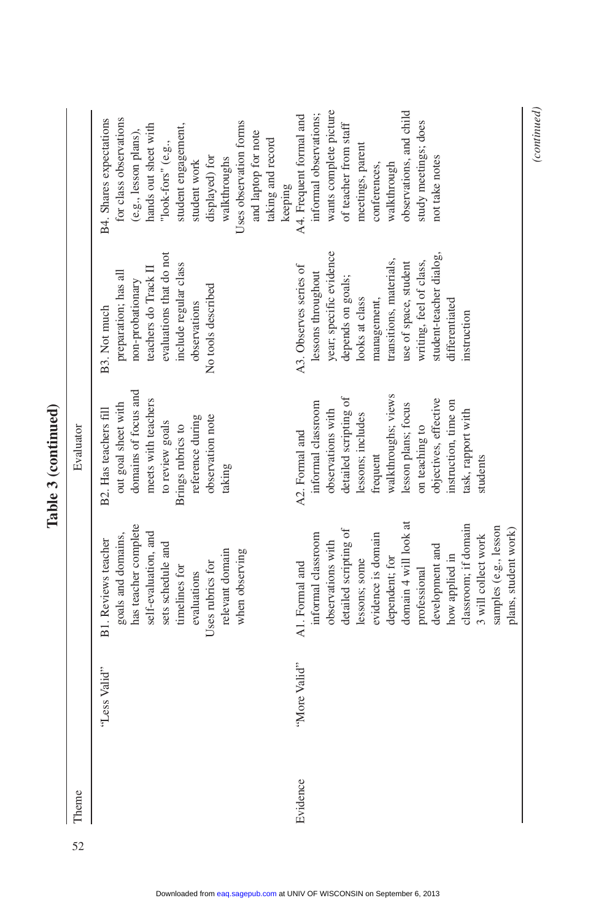**Table 3 (continued)**

| Theme | | Evaluator | | | |
|---|---|---|---|---|---|
| | "Less Valid" | B1. Reviews teacher goals and domains, has teacher complete self-evaluation, and sets schedule and timelines for evaluations<br>Uses rubrics for relevant domain when observing | B2. Has teachers fill out goal sheet with domains of focus and meets with teachers to review goals<br>Brings rubrics to reference during observation note taking | B3. Not much preparation; has all non-probationary teachers do Track II evaluations that do not include regular class observations<br>No tools described | B4. Shares expectations for class observations (e.g., lesson plans), hands out sheet with "look-fors" (e.g., student engagement, student work displayed) for walkthroughs<br>Uses observation forms and laptop for note taking and record keeping |
| Evidence | "More Valid" | A1. Formal and informal classroom observations with detailed scripting of lessons; some evidence is domain dependent; for domain 4 will look at professional development and how applied in classroom; if domain 3 will collect work samples (e.g., lesson plans, student work) | A2. Formal and informal classroom observations with detailed scripting of lessons; includes frequent walkthroughs; views lesson plans; focus on teaching to objectives, effective instruction, time on task, rapport with students | A3. Observes series of lessons throughout year; specific evidence depends on goals; looks at class management, transitions, materials, use of space, student writing, feel of class, student-teacher dialog, differentiated instruction | A4. Frequent formal and informal observations; wants complete picture of teacher from staff meetings, parent conferences, walkthrough observations, and child study meetings; does not take notes |

*(continued)*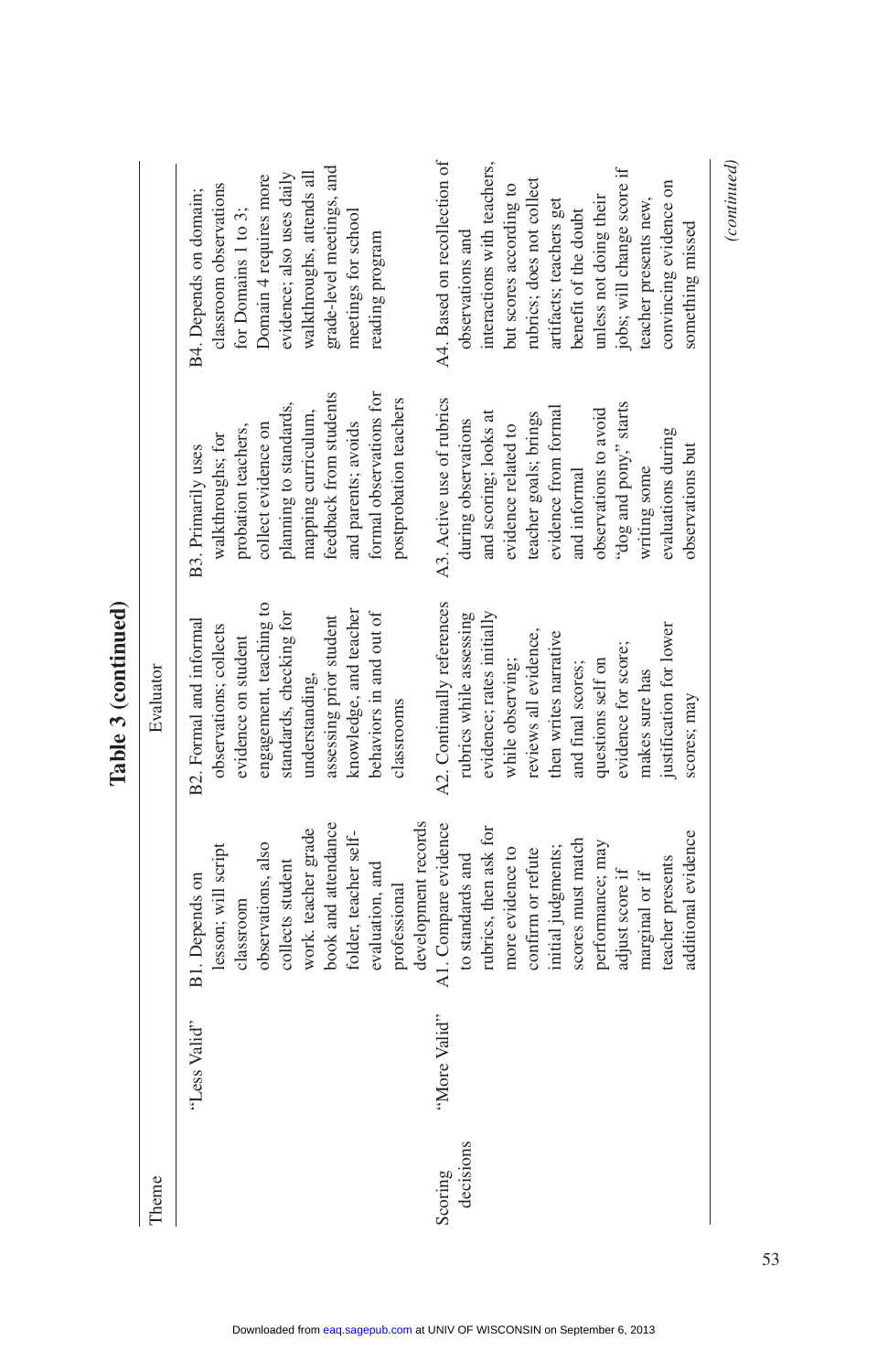**Table 3 (continued)**

| Theme | | Evaluator | | | |
|---|---|---|---|---|---|
| | "Less Valid" | B1. Depends on lesson; will script classroom observations, also collects student work, teacher grade book and attendance folder, teacher self-evaluation, and professional development records | B2. Formal and informal observations; collects evidence on student engagement, teaching to standards, checking for understanding, assessing prior student knowledge, and teacher behaviors in and out of classrooms | B3. Primarily uses walkthroughs; for probation teachers, collect evidence on planning to standards, mapping curriculum, feedback from students and parents; avoids formal observations for postprobation teachers | B4. Depends on domain; classroom observations for Domains 1 to 3; Domain 4 requires more evidence; also uses daily walkthroughs, attends all grade-level meetings, and meetings for school reading program |
| Scoring decisions | "More Valid" | A1. Compare evidence to standards and rubrics, then ask for more evidence to confirm or refute initial judgments; scores must match performance; may adjust score if marginal or if teacher presents additional evidence | A2. Continually references rubrics while assessing evidence; rates initially while observing; reviews all evidence, then writes narrative and final scores; questions self on evidence for score; makes sure has justification for lower scores; may | A3. Active use of rubrics during observations and scoring; looks at evidence related to teacher goals; brings evidence from formal and informal observations to avoid "dog and pony," starts writing some evaluations during observations but | A4. Based on recollection of observations and interactions with teachers, but scores according to rubrics; does not collect artifacts; teachers get benefit of the doubt unless not doing their jobs; will change score if teacher presents new, convincing evidence on something missed |

*(continued)*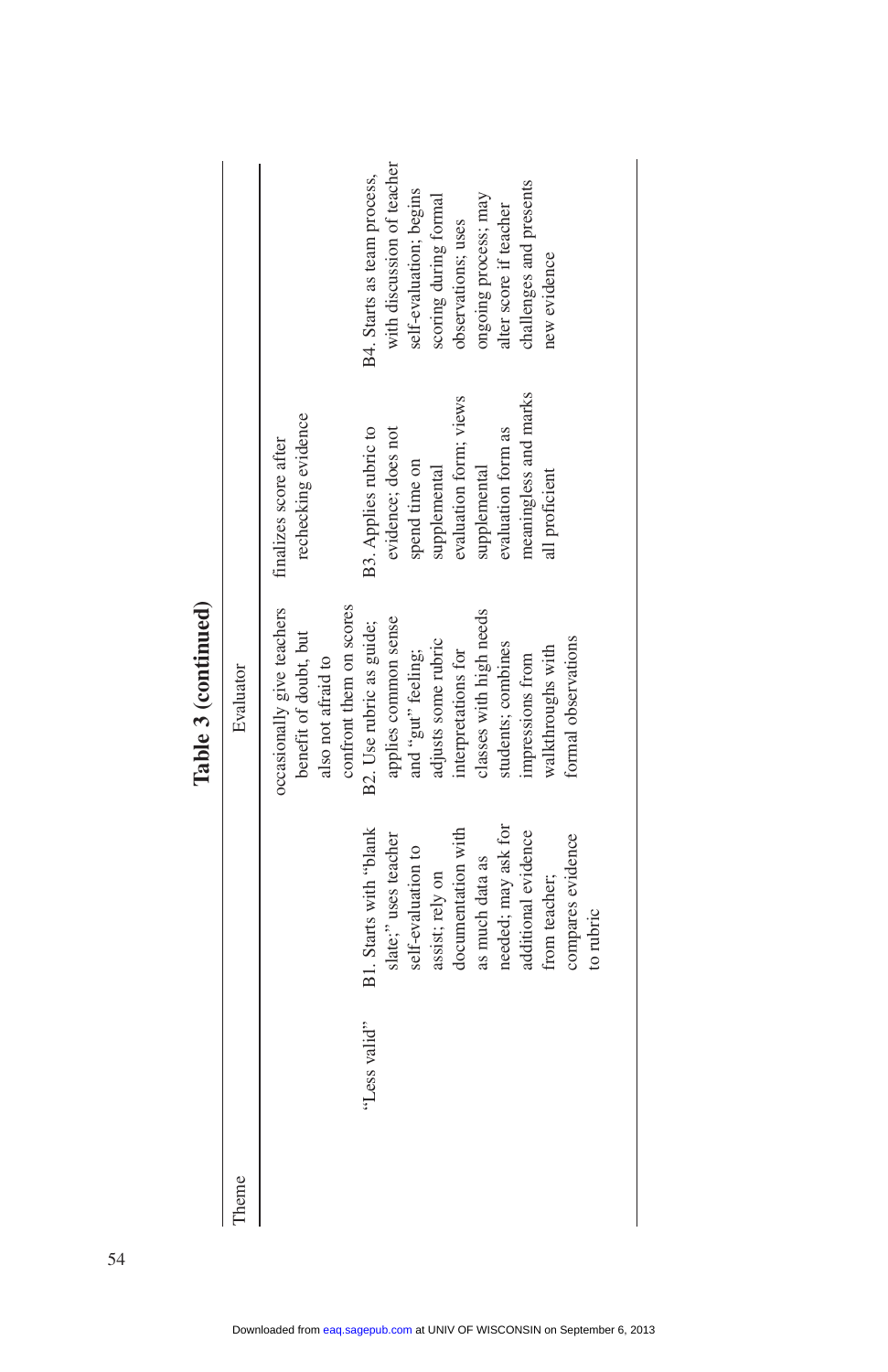**Table 3 (continued)**

| Theme | Evaluator | | | |
|---|---|---|---|---|
| | | occasionally give teachers benefit of doubt, but also not afraid to confront them on scores | finalizes score after rechecking evidence | |
| "Less valid" | B1. Starts with "blank slate;" uses teacher self-evaluation to assist; rely on documentation with as much data as needed; may ask for additional evidence from teacher; compares evidence to rubric | B2. Use rubric as guide; applies common sense and "gut" feeling; adjusts some rubric interpretations for classes with high needs students; combines impressions from walkthroughs with formal observations | B3. Applies rubric to evidence; does not spend time on supplemental evaluation form; views supplemental evaluation form as meaningless and marks all proficient | B4. Starts as team process, with discussion of teacher self-evaluation; begins scoring during formal observations; uses ongoing process; may alter score if teacher challenges and presents new evidence |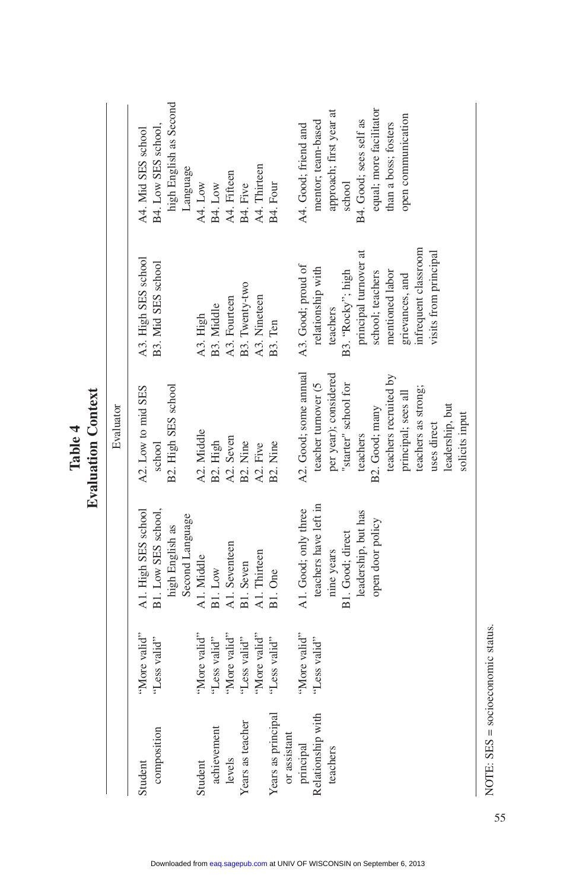**Table 4**
**Evaluation Context**

| | | Evaluator | | |
|---|---|---|---|---|
| Student composition | "More valid" "Less valid" | A1. High SES school B1. Low SES school, high English as Second Language | A2. Low to mid SES school B2. High SES school | A3. High SES school B3. Mid SES school | A4. Mid SES school B4. Low SES school, high English as Second Language |
| Student achievement levels | "More valid" "Less valid" | A1. Middle B1. Low | A2. Middle B2. High | A3. High B3. Middle | A4. Low B4. Low |
| Years as teacher | "More valid" "Less valid" | A1. Seventeen B1. Seven | A2. Seven B2. Nine | A3. Fourteen B3. Twenty-two | A4. Fifteen B4. Five |
| Years as principal or assistant principal | "More valid" "Less valid" | A1. Thirteen B1. One | A2. Five B2. Nine | A3. Nineteen B3. Ten | A4. Thirteen B4. Four |
| Relationship with teachers | "More valid" "Less valid" | A1. Good; only three teachers have left in nine years B1. Good; direct leadership, but has open door policy | A2. Good; some annual teacher turnover (5 per year); considered "starter" school for teachers B2. Good; many teachers recruited by principal; sees all teachers as strong; uses direct leadership, but solicits input | A3. Good; proud of relationship with teachers B3. "Rocky"; high principal turnover at school; teachers mentioned labor grievances, and infrequent classroom visits from principal | A4. Good; friend and mentor; team-based approach; first year at school B4. Good; sees self as equal; more facilitator than a boss; fosters open communication |

NOTE: SES = socioeconomic status.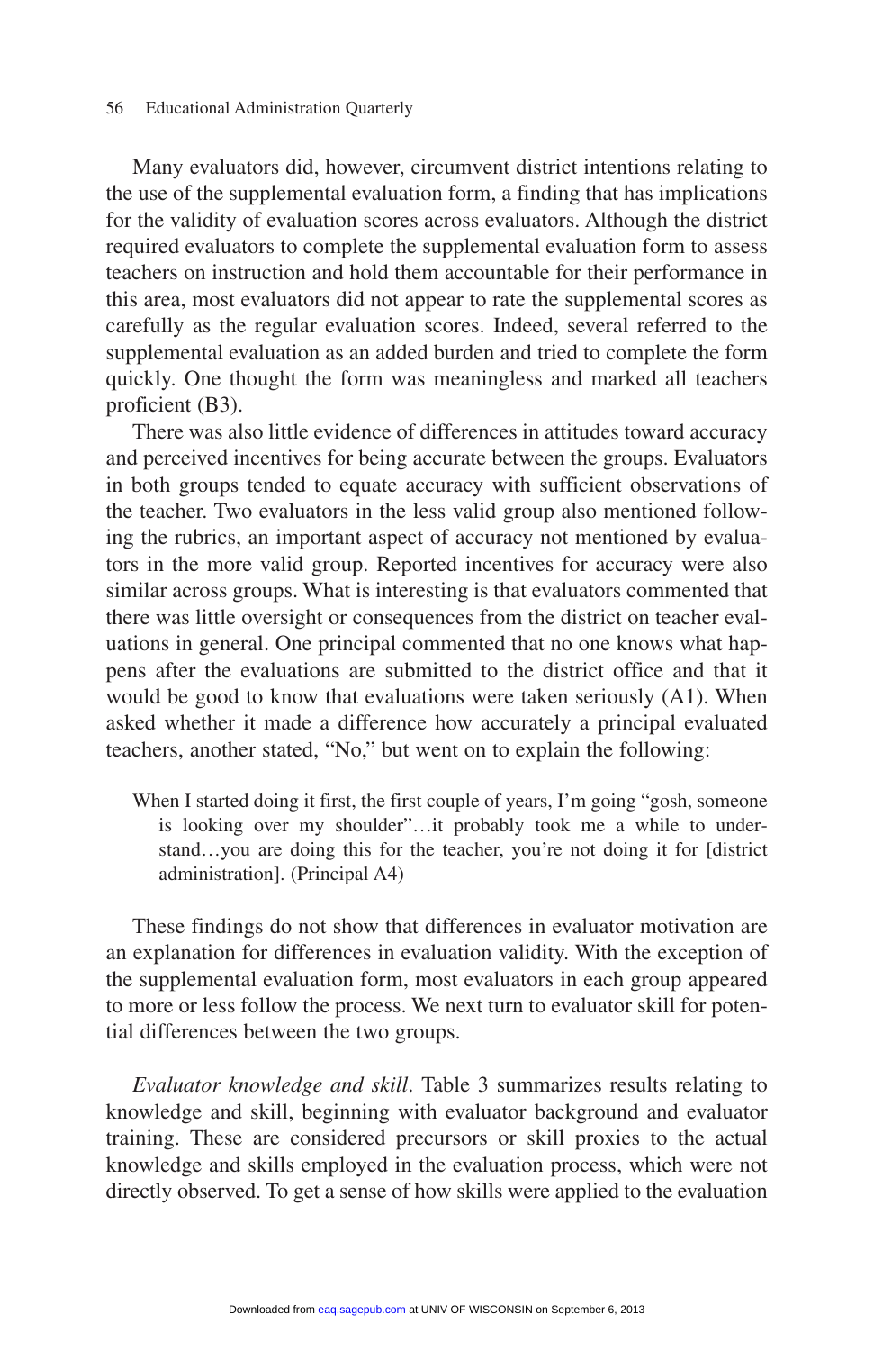Many evaluators did, however, circumvent district intentions relating to the use of the supplemental evaluation form, a finding that has implications for the validity of evaluation scores across evaluators. Although the district required evaluators to complete the supplemental evaluation form to assess teachers on instruction and hold them accountable for their performance in this area, most evaluators did not appear to rate the supplemental scores as carefully as the regular evaluation scores. Indeed, several referred to the supplemental evaluation as an added burden and tried to complete the form quickly. One thought the form was meaningless and marked all teachers proficient (B3).

There was also little evidence of differences in attitudes toward accuracy and perceived incentives for being accurate between the groups. Evaluators in both groups tended to equate accuracy with sufficient observations of the teacher. Two evaluators in the less valid group also mentioned following the rubrics, an important aspect of accuracy not mentioned by evaluators in the more valid group. Reported incentives for accuracy were also similar across groups. What is interesting is that evaluators commented that there was little oversight or consequences from the district on teacher evaluations in general. One principal commented that no one knows what happens after the evaluations are submitted to the district office and that it would be good to know that evaluations were taken seriously (A1). When asked whether it made a difference how accurately a principal evaluated teachers, another stated, "No," but went on to explain the following:

> When I started doing it first, the first couple of years, I'm going "gosh, someone is looking over my shoulder"…it probably took me a while to understand…you are doing this for the teacher, you're not doing it for [district administration]. (Principal A4)

These findings do not show that differences in evaluator motivation are an explanation for differences in evaluation validity. With the exception of the supplemental evaluation form, most evaluators in each group appeared to more or less follow the process. We next turn to evaluator skill for potential differences between the two groups.

*Evaluator knowledge and skill*. Table 3 summarizes results relating to knowledge and skill, beginning with evaluator background and evaluator training. These are considered precursors or skill proxies to the actual knowledge and skills employed in the evaluation process, which were not directly observed. To get a sense of how skills were applied to the evaluation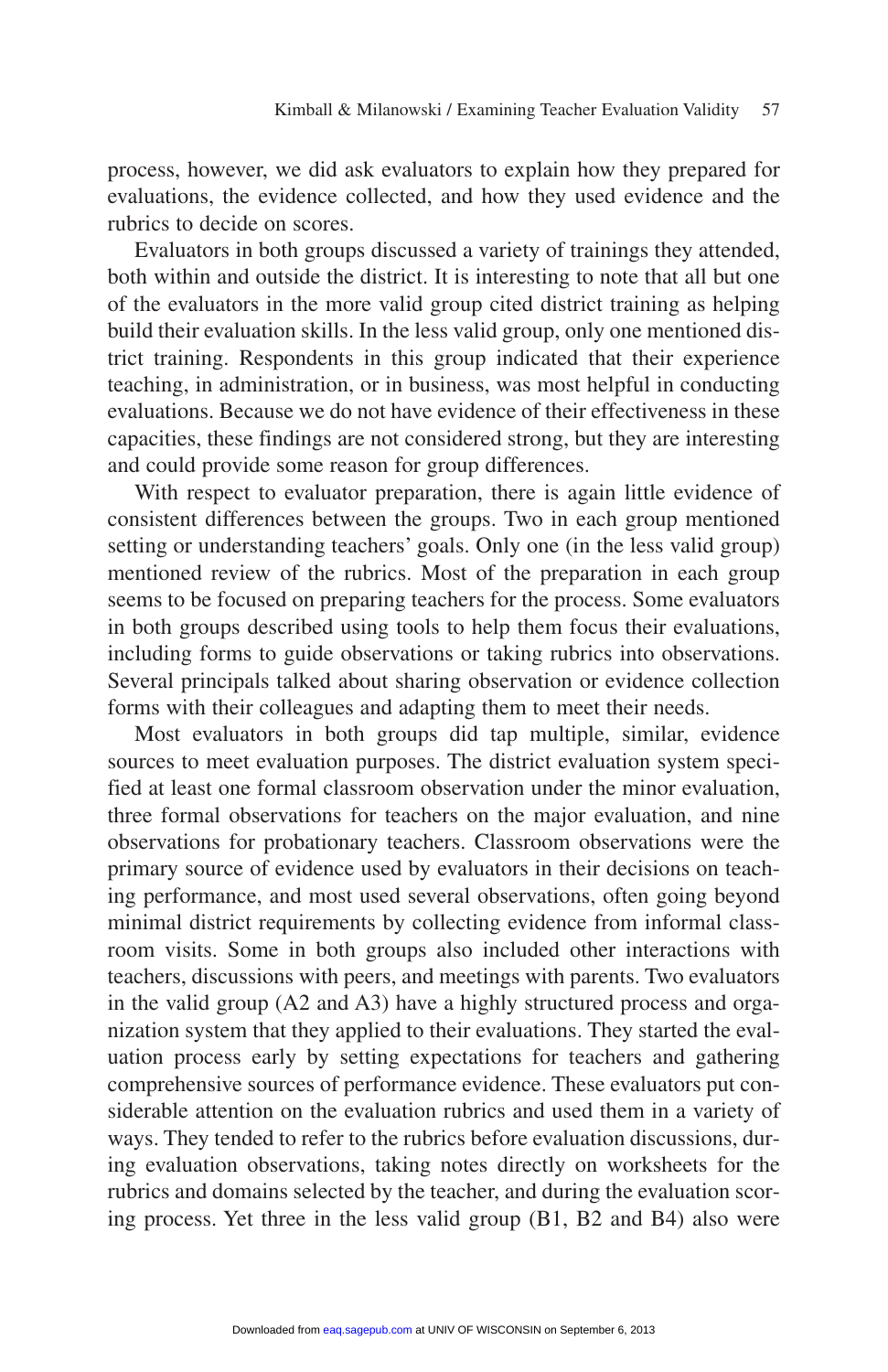process, however, we did ask evaluators to explain how they prepared for evaluations, the evidence collected, and how they used evidence and the rubrics to decide on scores.

Evaluators in both groups discussed a variety of trainings they attended, both within and outside the district. It is interesting to note that all but one of the evaluators in the more valid group cited district training as helping build their evaluation skills. In the less valid group, only one mentioned district training. Respondents in this group indicated that their experience teaching, in administration, or in business, was most helpful in conducting evaluations. Because we do not have evidence of their effectiveness in these capacities, these findings are not considered strong, but they are interesting and could provide some reason for group differences.

With respect to evaluator preparation, there is again little evidence of consistent differences between the groups. Two in each group mentioned setting or understanding teachers' goals. Only one (in the less valid group) mentioned review of the rubrics. Most of the preparation in each group seems to be focused on preparing teachers for the process. Some evaluators in both groups described using tools to help them focus their evaluations, including forms to guide observations or taking rubrics into observations. Several principals talked about sharing observation or evidence collection forms with their colleagues and adapting them to meet their needs.

Most evaluators in both groups did tap multiple, similar, evidence sources to meet evaluation purposes. The district evaluation system specified at least one formal classroom observation under the minor evaluation, three formal observations for teachers on the major evaluation, and nine observations for probationary teachers. Classroom observations were the primary source of evidence used by evaluators in their decisions on teaching performance, and most used several observations, often going beyond minimal district requirements by collecting evidence from informal classroom visits. Some in both groups also included other interactions with teachers, discussions with peers, and meetings with parents. Two evaluators in the valid group (A2 and A3) have a highly structured process and organization system that they applied to their evaluations. They started the evaluation process early by setting expectations for teachers and gathering comprehensive sources of performance evidence. These evaluators put considerable attention on the evaluation rubrics and used them in a variety of ways. They tended to refer to the rubrics before evaluation discussions, during evaluation observations, taking notes directly on worksheets for the rubrics and domains selected by the teacher, and during the evaluation scoring process. Yet three in the less valid group (B1, B2 and B4) also were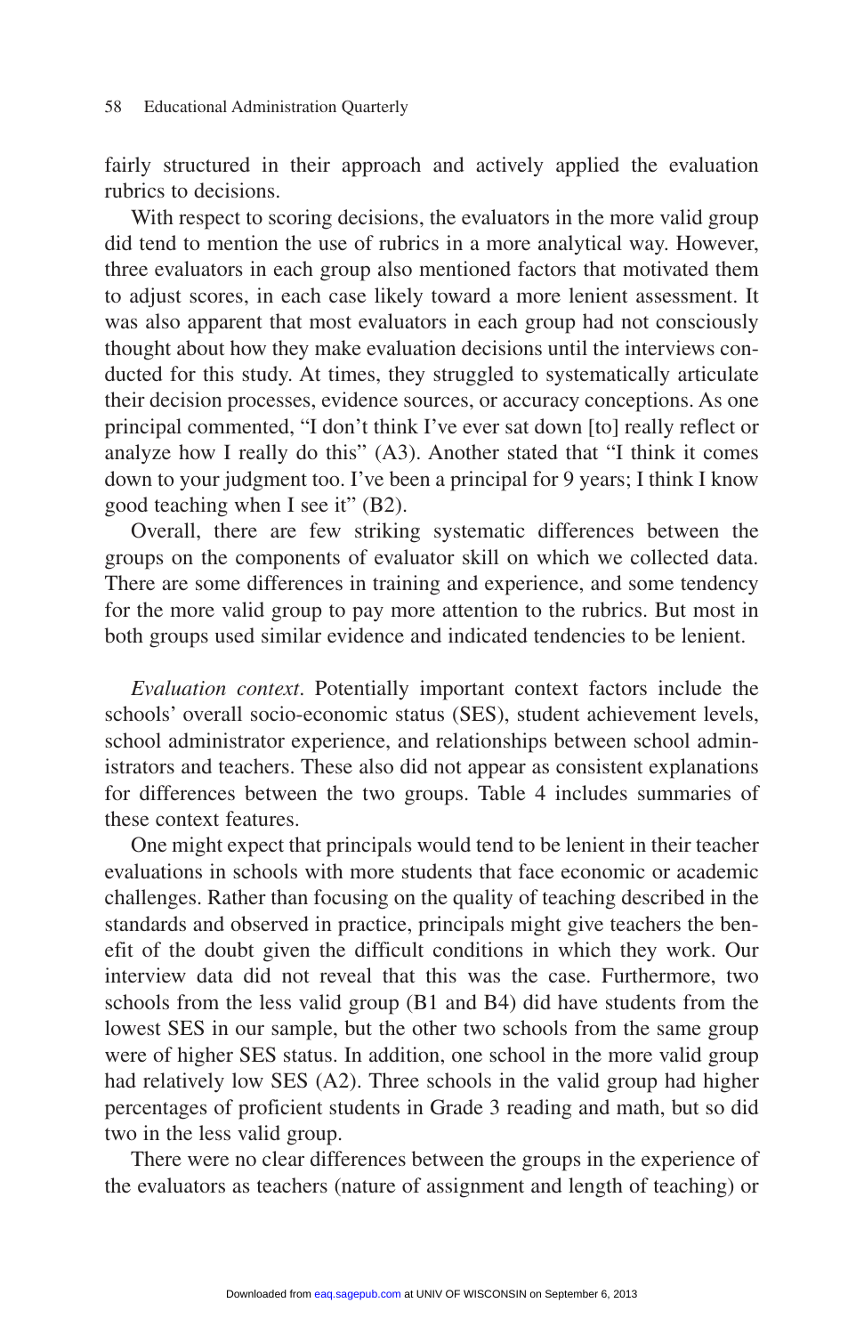fairly structured in their approach and actively applied the evaluation rubrics to decisions.

With respect to scoring decisions, the evaluators in the more valid group did tend to mention the use of rubrics in a more analytical way. However, three evaluators in each group also mentioned factors that motivated them to adjust scores, in each case likely toward a more lenient assessment. It was also apparent that most evaluators in each group had not consciously thought about how they make evaluation decisions until the interviews conducted for this study. At times, they struggled to systematically articulate their decision processes, evidence sources, or accuracy conceptions. As one principal commented, "I don't think I've ever sat down [to] really reflect or analyze how I really do this" (A3). Another stated that "I think it comes down to your judgment too. I've been a principal for 9 years; I think I know good teaching when I see it" (B2).

Overall, there are few striking systematic differences between the groups on the components of evaluator skill on which we collected data. There are some differences in training and experience, and some tendency for the more valid group to pay more attention to the rubrics. But most in both groups used similar evidence and indicated tendencies to be lenient.

*Evaluation context*. Potentially important context factors include the schools' overall socio-economic status (SES), student achievement levels, school administrator experience, and relationships between school administrators and teachers. These also did not appear as consistent explanations for differences between the two groups. Table 4 includes summaries of these context features.

One might expect that principals would tend to be lenient in their teacher evaluations in schools with more students that face economic or academic challenges. Rather than focusing on the quality of teaching described in the standards and observed in practice, principals might give teachers the benefit of the doubt given the difficult conditions in which they work. Our interview data did not reveal that this was the case. Furthermore, two schools from the less valid group (B1 and B4) did have students from the lowest SES in our sample, but the other two schools from the same group were of higher SES status. In addition, one school in the more valid group had relatively low SES (A2). Three schools in the valid group had higher percentages of proficient students in Grade 3 reading and math, but so did two in the less valid group.

There were no clear differences between the groups in the experience of the evaluators as teachers (nature of assignment and length of teaching) or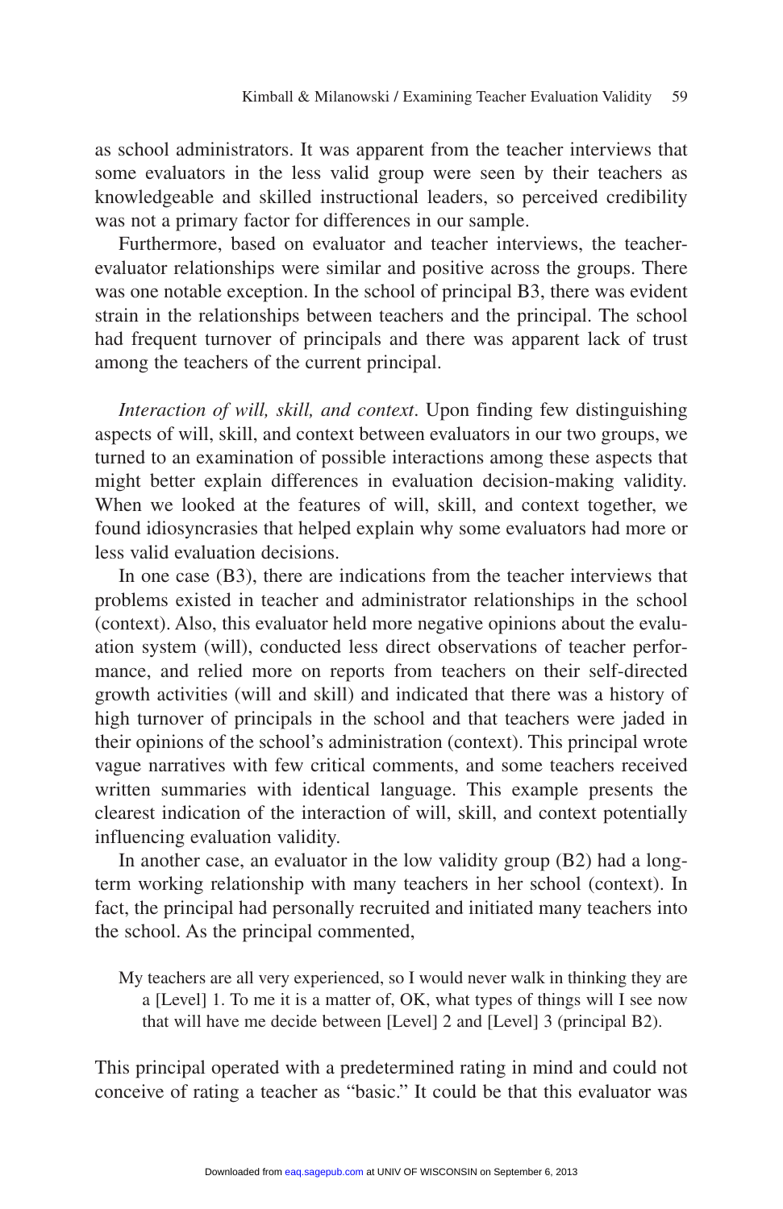as school administrators. It was apparent from the teacher interviews that some evaluators in the less valid group were seen by their teachers as knowledgeable and skilled instructional leaders, so perceived credibility was not a primary factor for differences in our sample.

Furthermore, based on evaluator and teacher interviews, the teacher-evaluator relationships were similar and positive across the groups. There was one notable exception. In the school of principal B3, there was evident strain in the relationships between teachers and the principal. The school had frequent turnover of principals and there was apparent lack of trust among the teachers of the current principal.

*Interaction of will, skill, and context*. Upon finding few distinguishing aspects of will, skill, and context between evaluators in our two groups, we turned to an examination of possible interactions among these aspects that might better explain differences in evaluation decision-making validity. When we looked at the features of will, skill, and context together, we found idiosyncrasies that helped explain why some evaluators had more or less valid evaluation decisions.

In one case (B3), there are indications from the teacher interviews that problems existed in teacher and administrator relationships in the school (context). Also, this evaluator held more negative opinions about the evaluation system (will), conducted less direct observations of teacher performance, and relied more on reports from teachers on their self-directed growth activities (will and skill) and indicated that there was a history of high turnover of principals in the school and that teachers were jaded in their opinions of the school's administration (context). This principal wrote vague narratives with few critical comments, and some teachers received written summaries with identical language. This example presents the clearest indication of the interaction of will, skill, and context potentially influencing evaluation validity.

In another case, an evaluator in the low validity group (B2) had a long-term working relationship with many teachers in her school (context). In fact, the principal had personally recruited and initiated many teachers into the school. As the principal commented,

> My teachers are all very experienced, so I would never walk in thinking they are a [Level] 1. To me it is a matter of, OK, what types of things will I see now that will have me decide between [Level] 2 and [Level] 3 (principal B2).

This principal operated with a predetermined rating in mind and could not conceive of rating a teacher as "basic." It could be that this evaluator was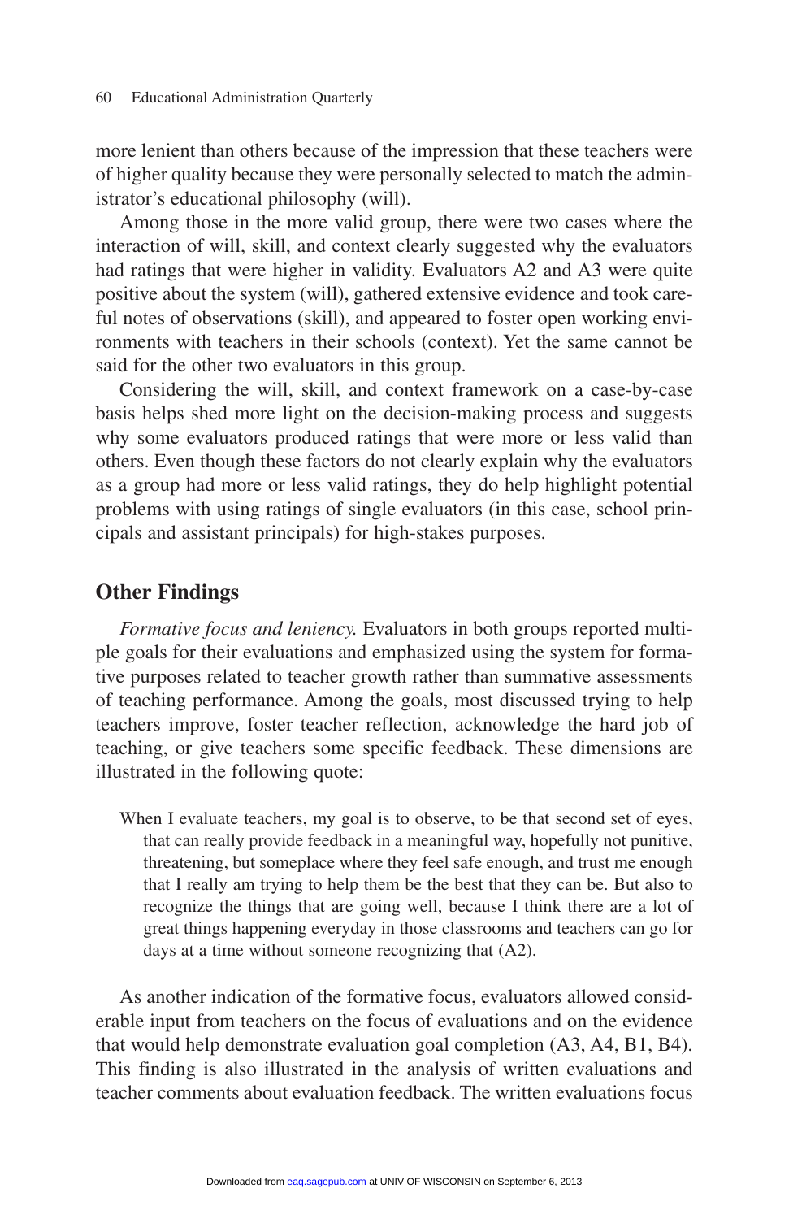more lenient than others because of the impression that these teachers were of higher quality because they were personally selected to match the administrator's educational philosophy (will).

Among those in the more valid group, there were two cases where the interaction of will, skill, and context clearly suggested why the evaluators had ratings that were higher in validity. Evaluators A2 and A3 were quite positive about the system (will), gathered extensive evidence and took careful notes of observations (skill), and appeared to foster open working environments with teachers in their schools (context). Yet the same cannot be said for the other two evaluators in this group.

Considering the will, skill, and context framework on a case-by-case basis helps shed more light on the decision-making process and suggests why some evaluators produced ratings that were more or less valid than others. Even though these factors do not clearly explain why the evaluators as a group had more or less valid ratings, they do help highlight potential problems with using ratings of single evaluators (in this case, school principals and assistant principals) for high-stakes purposes.

## Other Findings

*Formative focus and leniency.* Evaluators in both groups reported multiple goals for their evaluations and emphasized using the system for formative purposes related to teacher growth rather than summative assessments of teaching performance. Among the goals, most discussed trying to help teachers improve, foster teacher reflection, acknowledge the hard job of teaching, or give teachers some specific feedback. These dimensions are illustrated in the following quote:

> When I evaluate teachers, my goal is to observe, to be that second set of eyes, that can really provide feedback in a meaningful way, hopefully not punitive, threatening, but someplace where they feel safe enough, and trust me enough that I really am trying to help them be the best that they can be. But also to recognize the things that are going well, because I think there are a lot of great things happening everyday in those classrooms and teachers can go for days at a time without someone recognizing that (A2).

As another indication of the formative focus, evaluators allowed considerable input from teachers on the focus of evaluations and on the evidence that would help demonstrate evaluation goal completion (A3, A4, B1, B4). This finding is also illustrated in the analysis of written evaluations and teacher comments about evaluation feedback. The written evaluations focus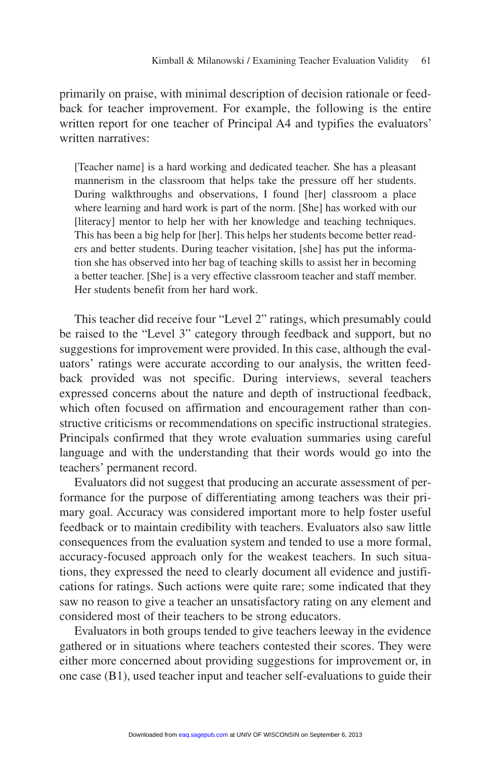primarily on praise, with minimal description of decision rationale or feedback for teacher improvement. For example, the following is the entire written report for one teacher of Principal A4 and typifies the evaluators' written narratives:

> [Teacher name] is a hard working and dedicated teacher. She has a pleasant mannerism in the classroom that helps take the pressure off her students. During walkthroughs and observations, I found [her] classroom a place where learning and hard work is part of the norm. [She] has worked with our [literacy] mentor to help her with her knowledge and teaching techniques. This has been a big help for [her]. This helps her students become better readers and better students. During teacher visitation, [she] has put the information she has observed into her bag of teaching skills to assist her in becoming a better teacher. [She] is a very effective classroom teacher and staff member. Her students benefit from her hard work.

This teacher did receive four "Level 2" ratings, which presumably could be raised to the "Level 3" category through feedback and support, but no suggestions for improvement were provided. In this case, although the evaluators' ratings were accurate according to our analysis, the written feedback provided was not specific. During interviews, several teachers expressed concerns about the nature and depth of instructional feedback, which often focused on affirmation and encouragement rather than constructive criticisms or recommendations on specific instructional strategies. Principals confirmed that they wrote evaluation summaries using careful language and with the understanding that their words would go into the teachers' permanent record.

Evaluators did not suggest that producing an accurate assessment of performance for the purpose of differentiating among teachers was their primary goal. Accuracy was considered important more to help foster useful feedback or to maintain credibility with teachers. Evaluators also saw little consequences from the evaluation system and tended to use a more formal, accuracy-focused approach only for the weakest teachers. In such situations, they expressed the need to clearly document all evidence and justifications for ratings. Such actions were quite rare; some indicated that they saw no reason to give a teacher an unsatisfactory rating on any element and considered most of their teachers to be strong educators.

Evaluators in both groups tended to give teachers leeway in the evidence gathered or in situations where teachers contested their scores. They were either more concerned about providing suggestions for improvement or, in one case (B1), used teacher input and teacher self-evaluations to guide their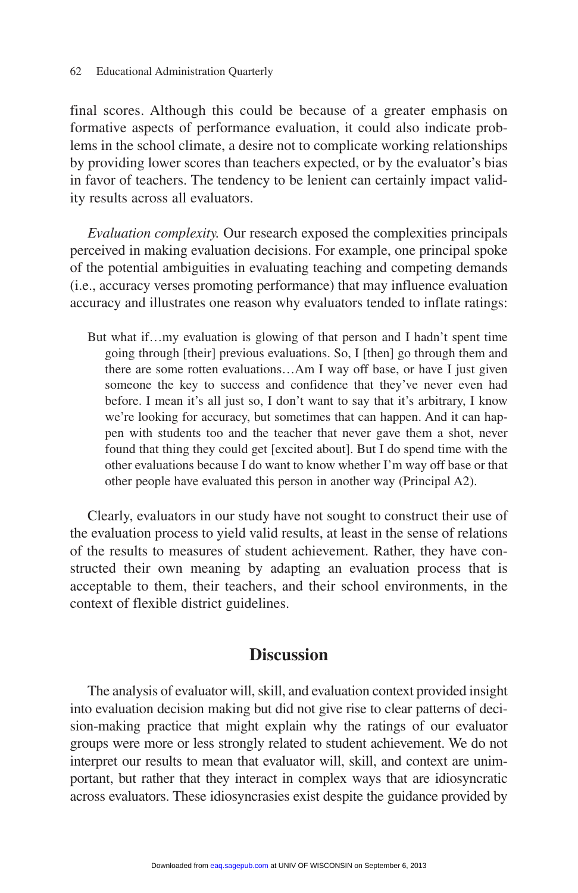final scores. Although this could be because of a greater emphasis on formative aspects of performance evaluation, it could also indicate problems in the school climate, a desire not to complicate working relationships by providing lower scores than teachers expected, or by the evaluator's bias in favor of teachers. The tendency to be lenient can certainly impact validity results across all evaluators.

*Evaluation complexity.* Our research exposed the complexities principals perceived in making evaluation decisions. For example, one principal spoke of the potential ambiguities in evaluating teaching and competing demands (i.e., accuracy verses promoting performance) that may influence evaluation accuracy and illustrates one reason why evaluators tended to inflate ratings:

> But what if…my evaluation is glowing of that person and I hadn't spent time going through [their] previous evaluations. So, I [then] go through them and there are some rotten evaluations…Am I way off base, or have I just given someone the key to success and confidence that they've never even had before. I mean it's all just so, I don't want to say that it's arbitrary, I know we're looking for accuracy, but sometimes that can happen. And it can happen with students too and the teacher that never gave them a shot, never found that thing they could get [excited about]. But I do spend time with the other evaluations because I do want to know whether I'm way off base or that other people have evaluated this person in another way (Principal A2).

Clearly, evaluators in our study have not sought to construct their use of the evaluation process to yield valid results, at least in the sense of relations of the results to measures of student achievement. Rather, they have constructed their own meaning by adapting an evaluation process that is acceptable to them, their teachers, and their school environments, in the context of flexible district guidelines.

## Discussion

The analysis of evaluator will, skill, and evaluation context provided insight into evaluation decision making but did not give rise to clear patterns of decision-making practice that might explain why the ratings of our evaluator groups were more or less strongly related to student achievement. We do not interpret our results to mean that evaluator will, skill, and context are unimportant, but rather that they interact in complex ways that are idiosyncratic across evaluators. These idiosyncrasies exist despite the guidance provided by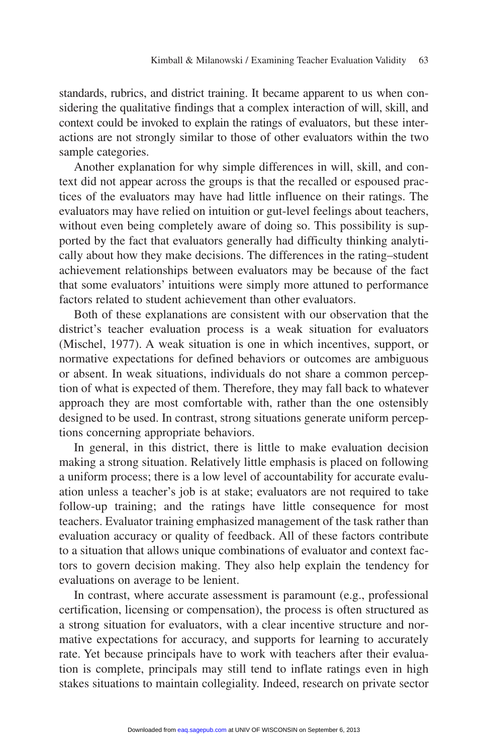standards, rubrics, and district training. It became apparent to us when considering the qualitative findings that a complex interaction of will, skill, and context could be invoked to explain the ratings of evaluators, but these interactions are not strongly similar to those of other evaluators within the two sample categories.

Another explanation for why simple differences in will, skill, and context did not appear across the groups is that the recalled or espoused practices of the evaluators may have had little influence on their ratings. The evaluators may have relied on intuition or gut-level feelings about teachers, without even being completely aware of doing so. This possibility is supported by the fact that evaluators generally had difficulty thinking analytically about how they make decisions. The differences in the rating–student achievement relationships between evaluators may be because of the fact that some evaluators' intuitions were simply more attuned to performance factors related to student achievement than other evaluators.

Both of these explanations are consistent with our observation that the district's teacher evaluation process is a weak situation for evaluators (Mischel, 1977). A weak situation is one in which incentives, support, or normative expectations for defined behaviors or outcomes are ambiguous or absent. In weak situations, individuals do not share a common perception of what is expected of them. Therefore, they may fall back to whatever approach they are most comfortable with, rather than the one ostensibly designed to be used. In contrast, strong situations generate uniform perceptions concerning appropriate behaviors.

In general, in this district, there is little to make evaluation decision making a strong situation. Relatively little emphasis is placed on following a uniform process; there is a low level of accountability for accurate evaluation unless a teacher's job is at stake; evaluators are not required to take follow-up training; and the ratings have little consequence for most teachers. Evaluator training emphasized management of the task rather than evaluation accuracy or quality of feedback. All of these factors contribute to a situation that allows unique combinations of evaluator and context factors to govern decision making. They also help explain the tendency for evaluations on average to be lenient.

In contrast, where accurate assessment is paramount (e.g., professional certification, licensing or compensation), the process is often structured as a strong situation for evaluators, with a clear incentive structure and normative expectations for accuracy, and supports for learning to accurately rate. Yet because principals have to work with teachers after their evaluation is complete, principals may still tend to inflate ratings even in high stakes situations to maintain collegiality. Indeed, research on private sector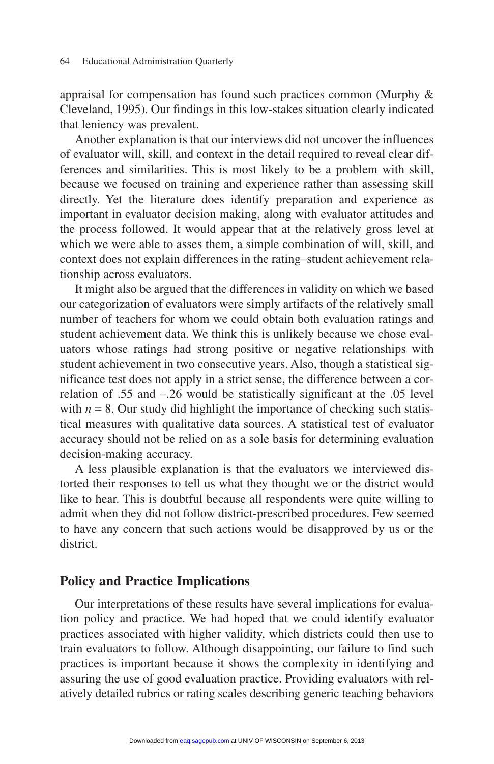appraisal for compensation has found such practices common (Murphy & Cleveland, 1995). Our findings in this low-stakes situation clearly indicated that leniency was prevalent.

Another explanation is that our interviews did not uncover the influences of evaluator will, skill, and context in the detail required to reveal clear differences and similarities. This is most likely to be a problem with skill, because we focused on training and experience rather than assessing skill directly. Yet the literature does identify preparation and experience as important in evaluator decision making, along with evaluator attitudes and the process followed. It would appear that at the relatively gross level at which we were able to asses them, a simple combination of will, skill, and context does not explain differences in the rating–student achievement relationship across evaluators.

It might also be argued that the differences in validity on which we based our categorization of evaluators were simply artifacts of the relatively small number of teachers for whom we could obtain both evaluation ratings and student achievement data. We think this is unlikely because we chose evaluators whose ratings had strong positive or negative relationships with student achievement in two consecutive years. Also, though a statistical significance test does not apply in a strict sense, the difference between a correlation of .55 and –.26 would be statistically significant at the .05 level with $n = 8$. Our study did highlight the importance of checking such statistical measures with qualitative data sources. A statistical test of evaluator accuracy should not be relied on as a sole basis for determining evaluation decision-making accuracy.

A less plausible explanation is that the evaluators we interviewed distorted their responses to tell us what they thought we or the district would like to hear. This is doubtful because all respondents were quite willing to admit when they did not follow district-prescribed procedures. Few seemed to have any concern that such actions would be disapproved by us or the district.

## Policy and Practice Implications

Our interpretations of these results have several implications for evaluation policy and practice. We had hoped that we could identify evaluator practices associated with higher validity, which districts could then use to train evaluators to follow. Although disappointing, our failure to find such practices is important because it shows the complexity in identifying and assuring the use of good evaluation practice. Providing evaluators with relatively detailed rubrics or rating scales describing generic teaching behaviors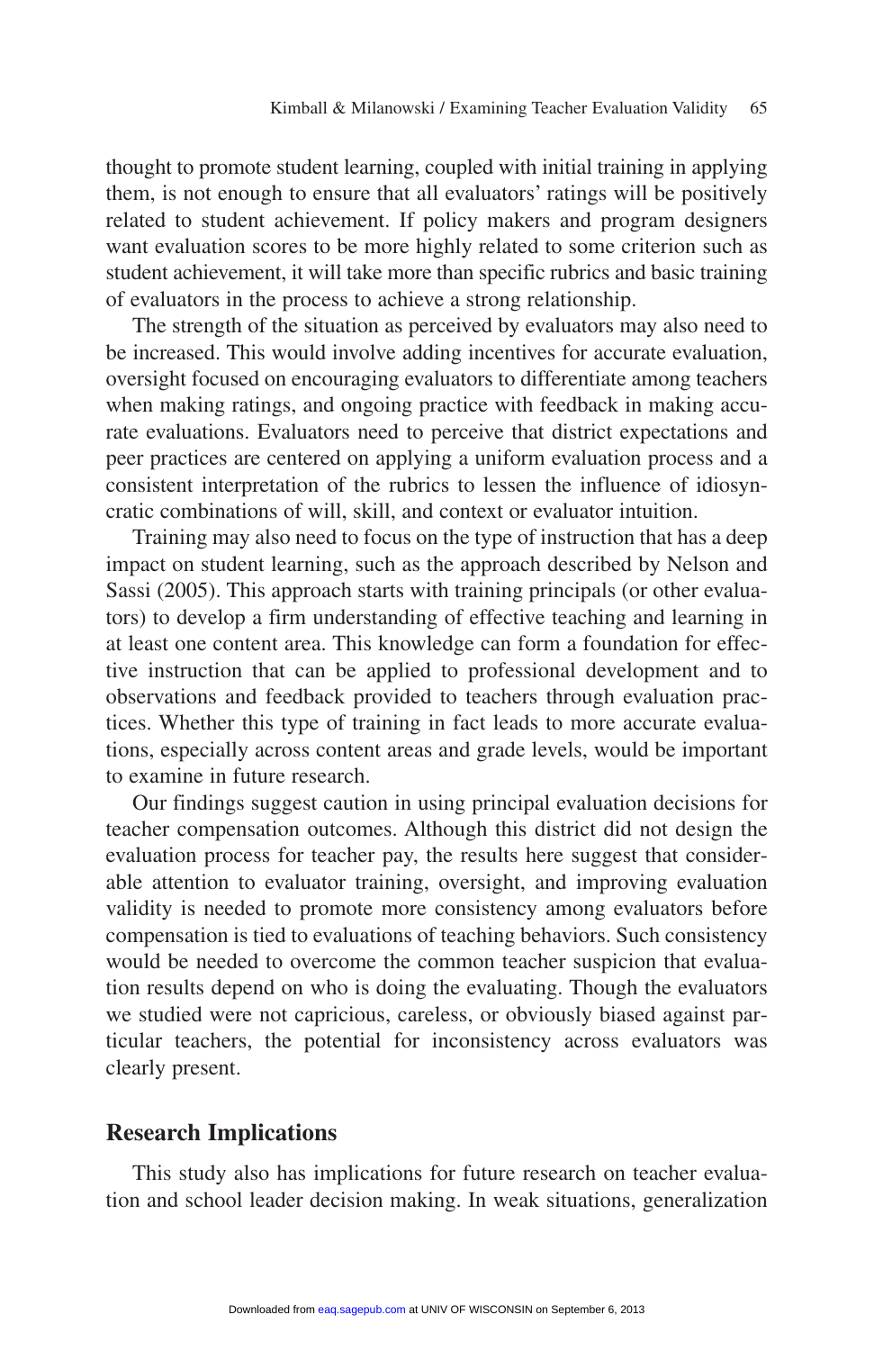thought to promote student learning, coupled with initial training in applying them, is not enough to ensure that all evaluators' ratings will be positively related to student achievement. If policy makers and program designers want evaluation scores to be more highly related to some criterion such as student achievement, it will take more than specific rubrics and basic training of evaluators in the process to achieve a strong relationship.

The strength of the situation as perceived by evaluators may also need to be increased. This would involve adding incentives for accurate evaluation, oversight focused on encouraging evaluators to differentiate among teachers when making ratings, and ongoing practice with feedback in making accurate evaluations. Evaluators need to perceive that district expectations and peer practices are centered on applying a uniform evaluation process and a consistent interpretation of the rubrics to lessen the influence of idiosyncratic combinations of will, skill, and context or evaluator intuition.

Training may also need to focus on the type of instruction that has a deep impact on student learning, such as the approach described by Nelson and Sassi (2005). This approach starts with training principals (or other evaluators) to develop a firm understanding of effective teaching and learning in at least one content area. This knowledge can form a foundation for effective instruction that can be applied to professional development and to observations and feedback provided to teachers through evaluation practices. Whether this type of training in fact leads to more accurate evaluations, especially across content areas and grade levels, would be important to examine in future research.

Our findings suggest caution in using principal evaluation decisions for teacher compensation outcomes. Although this district did not design the evaluation process for teacher pay, the results here suggest that considerable attention to evaluator training, oversight, and improving evaluation validity is needed to promote more consistency among evaluators before compensation is tied to evaluations of teaching behaviors. Such consistency would be needed to overcome the common teacher suspicion that evaluation results depend on who is doing the evaluating. Though the evaluators we studied were not capricious, careless, or obviously biased against particular teachers, the potential for inconsistency across evaluators was clearly present.

## Research Implications

This study also has implications for future research on teacher evaluation and school leader decision making. In weak situations, generalization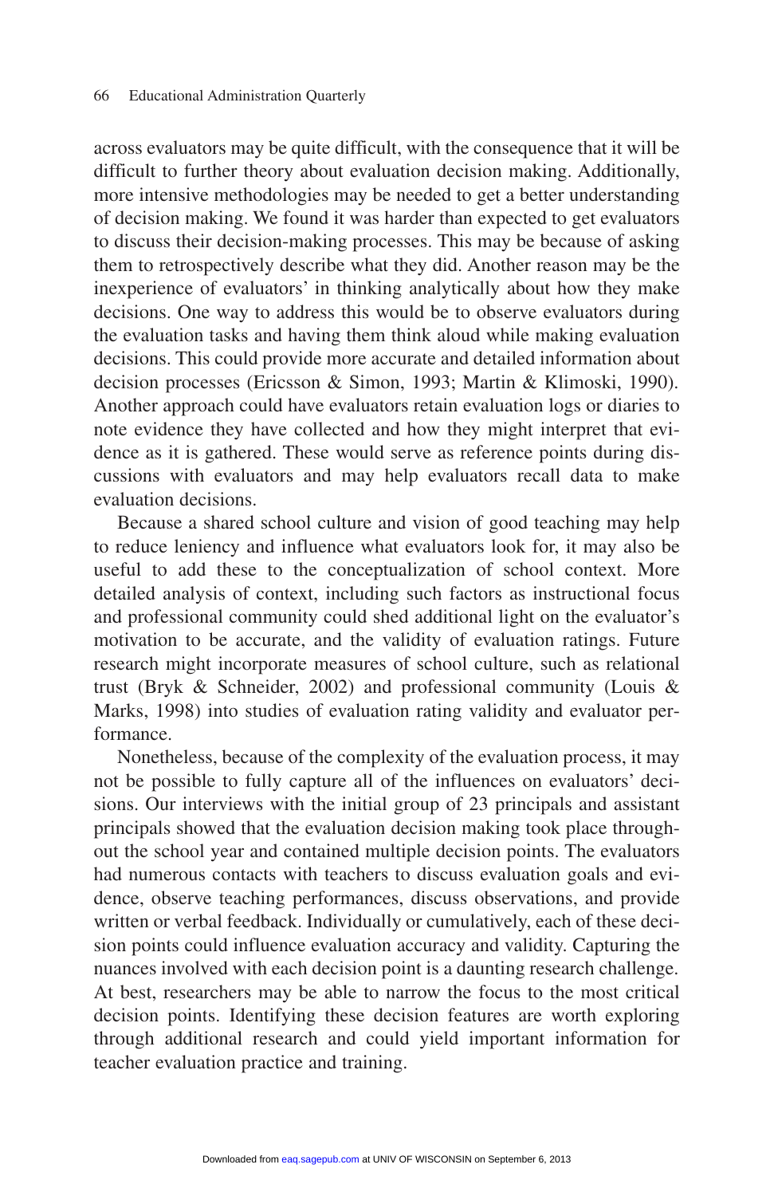across evaluators may be quite difficult, with the consequence that it will be difficult to further theory about evaluation decision making. Additionally, more intensive methodologies may be needed to get a better understanding of decision making. We found it was harder than expected to get evaluators to discuss their decision-making processes. This may be because of asking them to retrospectively describe what they did. Another reason may be the inexperience of evaluators' in thinking analytically about how they make decisions. One way to address this would be to observe evaluators during the evaluation tasks and having them think aloud while making evaluation decisions. This could provide more accurate and detailed information about decision processes (Ericsson & Simon, 1993; Martin & Klimoski, 1990). Another approach could have evaluators retain evaluation logs or diaries to note evidence they have collected and how they might interpret that evidence as it is gathered. These would serve as reference points during discussions with evaluators and may help evaluators recall data to make evaluation decisions.

Because a shared school culture and vision of good teaching may help to reduce leniency and influence what evaluators look for, it may also be useful to add these to the conceptualization of school context. More detailed analysis of context, including such factors as instructional focus and professional community could shed additional light on the evaluator's motivation to be accurate, and the validity of evaluation ratings. Future research might incorporate measures of school culture, such as relational trust (Bryk & Schneider, 2002) and professional community (Louis & Marks, 1998) into studies of evaluation rating validity and evaluator performance.

Nonetheless, because of the complexity of the evaluation process, it may not be possible to fully capture all of the influences on evaluators' decisions. Our interviews with the initial group of 23 principals and assistant principals showed that the evaluation decision making took place throughout the school year and contained multiple decision points. The evaluators had numerous contacts with teachers to discuss evaluation goals and evidence, observe teaching performances, discuss observations, and provide written or verbal feedback. Individually or cumulatively, each of these decision points could influence evaluation accuracy and validity. Capturing the nuances involved with each decision point is a daunting research challenge. At best, researchers may be able to narrow the focus to the most critical decision points. Identifying these decision features are worth exploring through additional research and could yield important information for teacher evaluation practice and training.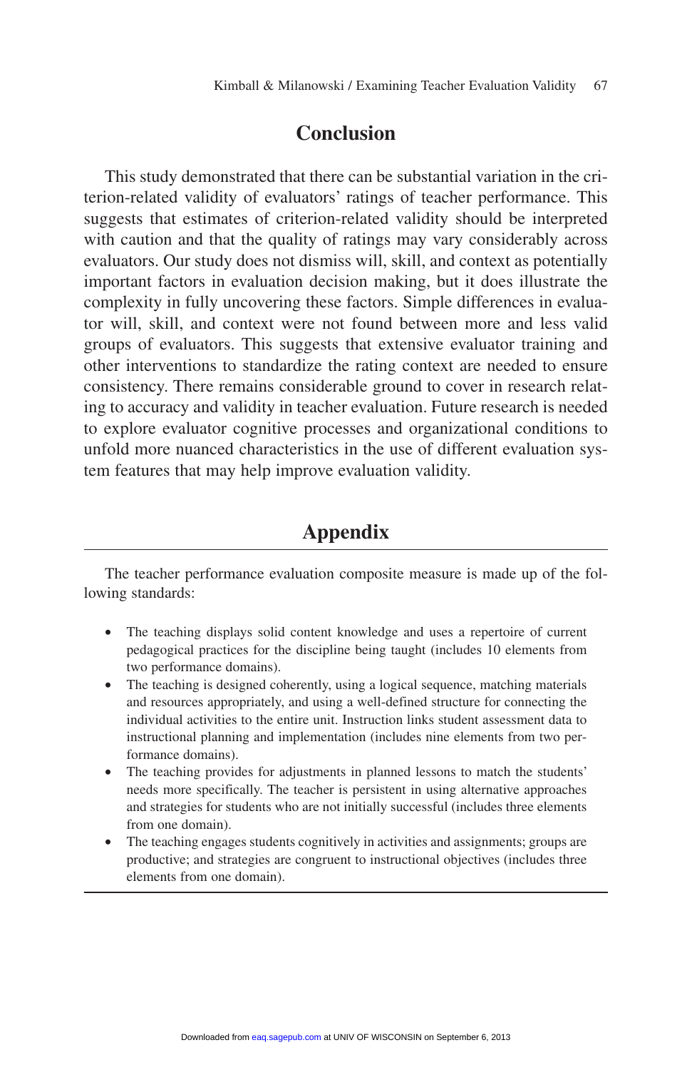## Conclusion

This study demonstrated that there can be substantial variation in the criterion-related validity of evaluators' ratings of teacher performance. This suggests that estimates of criterion-related validity should be interpreted with caution and that the quality of ratings may vary considerably across evaluators. Our study does not dismiss will, skill, and context as potentially important factors in evaluation decision making, but it does illustrate the complexity in fully uncovering these factors. Simple differences in evaluator will, skill, and context were not found between more and less valid groups of evaluators. This suggests that extensive evaluator training and other interventions to standardize the rating context are needed to ensure consistency. There remains considerable ground to cover in research relating to accuracy and validity in teacher evaluation. Future research is needed to explore evaluator cognitive processes and organizational conditions to unfold more nuanced characteristics in the use of different evaluation system features that may help improve evaluation validity.

## Appendix

The teacher performance evaluation composite measure is made up of the following standards:

- The teaching displays solid content knowledge and uses a repertoire of current pedagogical practices for the discipline being taught (includes 10 elements from two performance domains).
- The teaching is designed coherently, using a logical sequence, matching materials and resources appropriately, and using a well-defined structure for connecting the individual activities to the entire unit. Instruction links student assessment data to instructional planning and implementation (includes nine elements from two performance domains).
- The teaching provides for adjustments in planned lessons to match the students' needs more specifically. The teacher is persistent in using alternative approaches and strategies for students who are not initially successful (includes three elements from one domain).
- The teaching engages students cognitively in activities and assignments; groups are productive; and strategies are congruent to instructional objectives (includes three elements from one domain).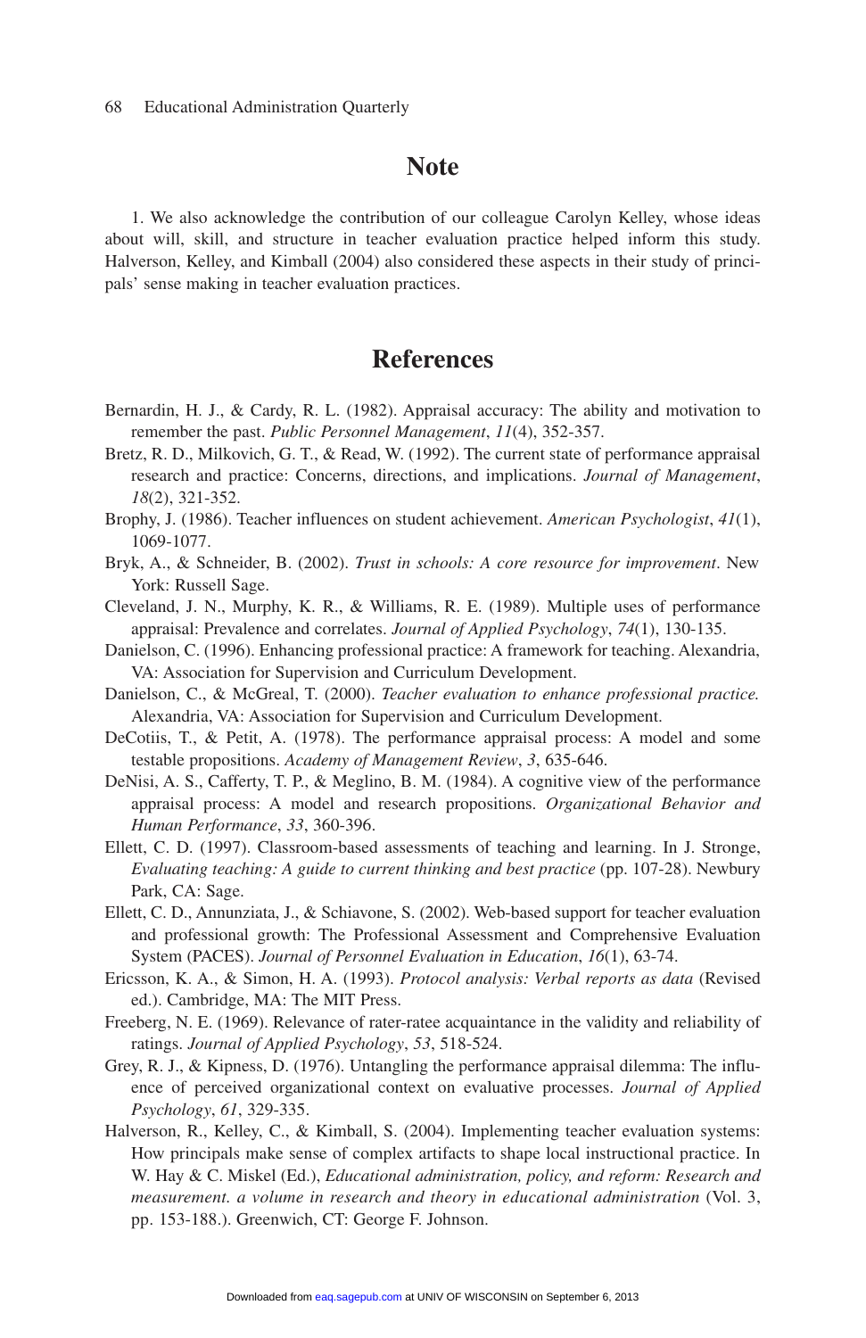# Note

1. We also acknowledge the contribution of our colleague Carolyn Kelley, whose ideas about will, skill, and structure in teacher evaluation practice helped inform this study. Halverson, Kelley, and Kimball (2004) also considered these aspects in their study of principals' sense making in teacher evaluation practices.

# References

Bernardin, H. J., & Cardy, R. L. (1982). Appraisal accuracy: The ability and motivation to remember the past. *Public Personnel Management*, *11*(4), 352-357.

Bretz, R. D., Milkovich, G. T., & Read, W. (1992). The current state of performance appraisal research and practice: Concerns, directions, and implications. *Journal of Management*, *18*(2), 321-352.

Brophy, J. (1986). Teacher influences on student achievement. *American Psychologist*, *41*(1), 1069-1077.

Bryk, A., & Schneider, B. (2002). *Trust in schools: A core resource for improvement*. New York: Russell Sage.

Cleveland, J. N., Murphy, K. R., & Williams, R. E. (1989). Multiple uses of performance appraisal: Prevalence and correlates. *Journal of Applied Psychology*, *74*(1), 130-135.

Danielson, C. (1996). Enhancing professional practice: A framework for teaching. Alexandria, VA: Association for Supervision and Curriculum Development.

Danielson, C., & McGreal, T. (2000). *Teacher evaluation to enhance professional practice.* Alexandria, VA: Association for Supervision and Curriculum Development.

DeCotiis, T., & Petit, A. (1978). The performance appraisal process: A model and some testable propositions. *Academy of Management Review*, *3*, 635-646.

DeNisi, A. S., Cafferty, T. P., & Meglino, B. M. (1984). A cognitive view of the performance appraisal process: A model and research propositions. *Organizational Behavior and Human Performance*, *33*, 360-396.

Ellett, C. D. (1997). Classroom-based assessments of teaching and learning. In J. Stronge, *Evaluating teaching: A guide to current thinking and best practice* (pp. 107-28). Newbury Park, CA: Sage.

Ellett, C. D., Annunziata, J., & Schiavone, S. (2002). Web-based support for teacher evaluation and professional growth: The Professional Assessment and Comprehensive Evaluation System (PACES). *Journal of Personnel Evaluation in Education*, *16*(1), 63-74.

Ericsson, K. A., & Simon, H. A. (1993). *Protocol analysis: Verbal reports as data* (Revised ed.). Cambridge, MA: The MIT Press.

Freeberg, N. E. (1969). Relevance of rater-ratee acquaintance in the validity and reliability of ratings. *Journal of Applied Psychology*, *53*, 518-524.

Grey, R. J., & Kipness, D. (1976). Untangling the performance appraisal dilemma: The influence of perceived organizational context on evaluative processes. *Journal of Applied Psychology*, *61*, 329-335.

Halverson, R., Kelley, C., & Kimball, S. (2004). Implementing teacher evaluation systems: How principals make sense of complex artifacts to shape local instructional practice. In W. Hay & C. Miskel (Ed.), *Educational administration, policy, and reform: Research and measurement. a volume in research and theory in educational administration* (Vol. 3, pp. 153-188.). Greenwich, CT: George F. Johnson.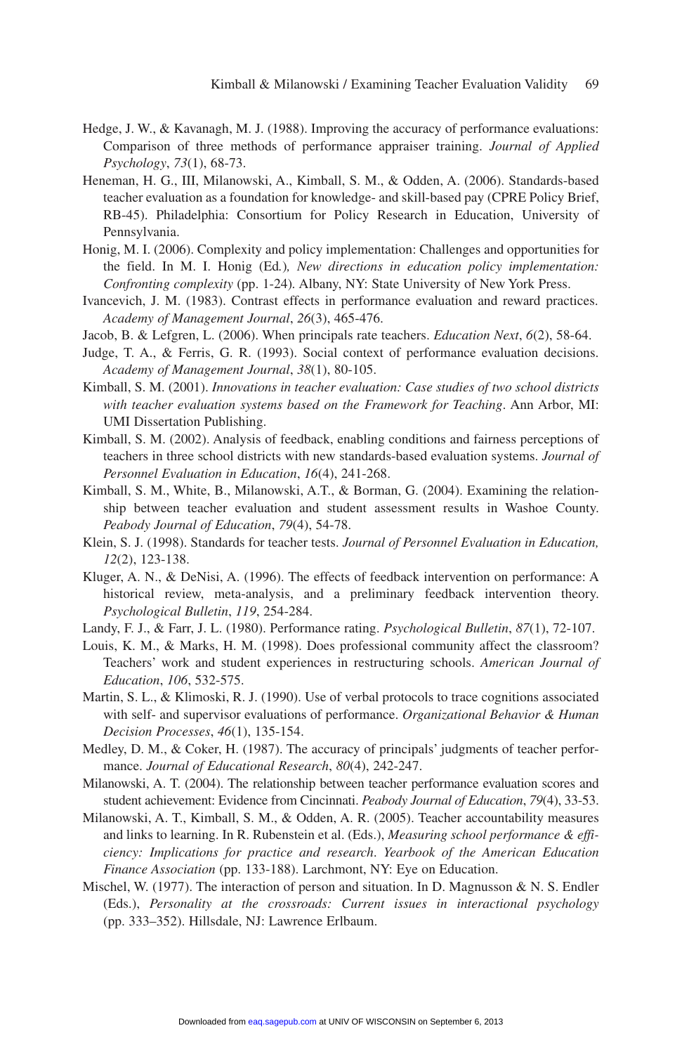Hedge, J. W., & Kavanagh, M. J. (1988). Improving the accuracy of performance evaluations: Comparison of three methods of performance appraiser training. *Journal of Applied Psychology*, *73*(1), 68-73.

Heneman, H. G., III, Milanowski, A., Kimball, S. M., & Odden, A. (2006). Standards-based teacher evaluation as a foundation for knowledge- and skill-based pay (CPRE Policy Brief, RB-45). Philadelphia: Consortium for Policy Research in Education, University of Pennsylvania.

Honig, M. I. (2006). Complexity and policy implementation: Challenges and opportunities for the field. In M. I. Honig (Ed.)*, New directions in education policy implementation: Confronting complexity* (pp. 1-24). Albany, NY: State University of New York Press.

Ivancevich, J. M. (1983). Contrast effects in performance evaluation and reward practices. *Academy of Management Journal*, *26*(3), 465-476.

Jacob, B. & Lefgren, L. (2006). When principals rate teachers. *Education Next*, *6*(2), 58-64.

Judge, T. A., & Ferris, G. R. (1993). Social context of performance evaluation decisions. *Academy of Management Journal*, *38*(1), 80-105.

Kimball, S. M. (2001). *Innovations in teacher evaluation: Case studies of two school districts with teacher evaluation systems based on the Framework for Teaching*. Ann Arbor, MI: UMI Dissertation Publishing.

Kimball, S. M. (2002). Analysis of feedback, enabling conditions and fairness perceptions of teachers in three school districts with new standards-based evaluation systems. *Journal of Personnel Evaluation in Education*, *16*(4), 241-268.

Kimball, S. M., White, B., Milanowski, A.T., & Borman, G. (2004). Examining the relationship between teacher evaluation and student assessment results in Washoe County. *Peabody Journal of Education*, *79*(4), 54-78.

Klein, S. J. (1998). Standards for teacher tests. *Journal of Personnel Evaluation in Education, 12*(2), 123-138.

Kluger, A. N., & DeNisi, A. (1996). The effects of feedback intervention on performance: A historical review, meta-analysis, and a preliminary feedback intervention theory. *Psychological Bulletin*, *119*, 254-284.

Landy, F. J., & Farr, J. L. (1980). Performance rating. *Psychological Bulletin*, *87*(1), 72-107.

Louis, K. M., & Marks, H. M. (1998). Does professional community affect the classroom? Teachers' work and student experiences in restructuring schools. *American Journal of Education*, *106*, 532-575.

Martin, S. L., & Klimoski, R. J. (1990). Use of verbal protocols to trace cognitions associated with self- and supervisor evaluations of performance. *Organizational Behavior & Human Decision Processes*, *46*(1), 135-154.

Medley, D. M., & Coker, H. (1987). The accuracy of principals' judgments of teacher performance. *Journal of Educational Research*, *80*(4), 242-247.

Milanowski, A. T. (2004). The relationship between teacher performance evaluation scores and student achievement: Evidence from Cincinnati. *Peabody Journal of Education*, *79*(4), 33-53.

Milanowski, A. T., Kimball, S. M., & Odden, A. R. (2005). Teacher accountability measures and links to learning. In R. Rubenstein et al. (Eds.), *Measuring school performance & efficiency: Implications for practice and research. Yearbook of the American Education Finance Association* (pp. 133-188). Larchmont, NY: Eye on Education.

Mischel, W. (1977). The interaction of person and situation. In D. Magnusson & N. S. Endler (Eds.), *Personality at the crossroads: Current issues in interactional psychology* (pp. 333–352). Hillsdale, NJ: Lawrence Erlbaum.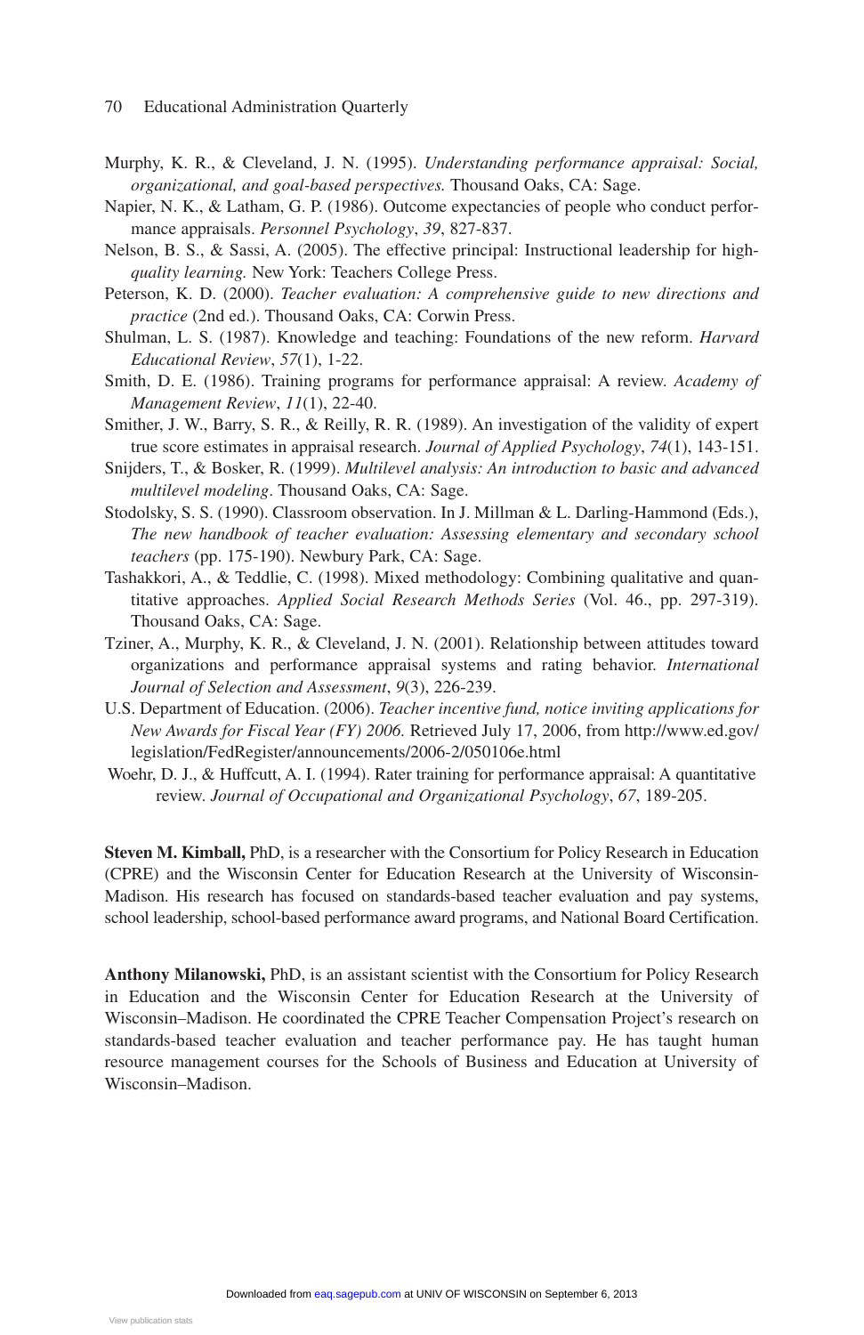Murphy, K. R., & Cleveland, J. N. (1995). *Understanding performance appraisal: Social, organizational, and goal-based perspectives.* Thousand Oaks, CA: Sage.

Napier, N. K., & Latham, G. P. (1986). Outcome expectancies of people who conduct performance appraisals. *Personnel Psychology*, *39*, 827-837.

Nelson, B. S., & Sassi, A. (2005). The effective principal: Instructional leadership for high-quality learning. New York: Teachers College Press.

Peterson, K. D. (2000). *Teacher evaluation: A comprehensive guide to new directions and practice* (2nd ed.). Thousand Oaks, CA: Corwin Press.

Shulman, L. S. (1987). Knowledge and teaching: Foundations of the new reform. *Harvard Educational Review*, *57*(1), 1-22.

Smith, D. E. (1986). Training programs for performance appraisal: A review. *Academy of Management Review*, *11*(1), 22-40.

Smither, J. W., Barry, S. R., & Reilly, R. R. (1989). An investigation of the validity of expert true score estimates in appraisal research. *Journal of Applied Psychology*, *74*(1), 143-151.

Snijders, T., & Bosker, R. (1999). *Multilevel analysis: An introduction to basic and advanced multilevel modeling*. Thousand Oaks, CA: Sage.

Stodolsky, S. S. (1990). Classroom observation. In J. Millman & L. Darling-Hammond (Eds.), *The new handbook of teacher evaluation: Assessing elementary and secondary school teachers* (pp. 175-190). Newbury Park, CA: Sage.

Tashakkori, A., & Teddlie, C. (1998). Mixed methodology: Combining qualitative and quantitative approaches. *Applied Social Research Methods Series* (Vol. 46., pp. 297-319). Thousand Oaks, CA: Sage.

Tziner, A., Murphy, K. R., & Cleveland, J. N. (2001). Relationship between attitudes toward organizations and performance appraisal systems and rating behavior. *International Journal of Selection and Assessment*, *9*(3), 226-239.

U.S. Department of Education. (2006). *Teacher incentive fund, notice inviting applications for New Awards for Fiscal Year (FY) 2006.* Retrieved July 17, 2006, from http://www.ed.gov/legislation/FedRegister/announcements/2006-2/050106e.html

Woehr, D. J., & Huffcutt, A. I. (1994). Rater training for performance appraisal: A quantitative review. *Journal of Occupational and Organizational Psychology*, *67*, 189-205.

**Steven M. Kimball,** PhD, is a researcher with the Consortium for Policy Research in Education (CPRE) and the Wisconsin Center for Education Research at the University of Wisconsin-Madison. His research has focused on standards-based teacher evaluation and pay systems, school leadership, school-based performance award programs, and National Board Certification.

**Anthony Milanowski,** PhD, is an assistant scientist with the Consortium for Policy Research in Education and the Wisconsin Center for Education Research at the University of Wisconsin–Madison. He coordinated the CPRE Teacher Compensation Project's research on standards-based teacher evaluation and teacher performance pay. He has taught human resource management courses for the Schools of Business and Education at University of Wisconsin–Madison.